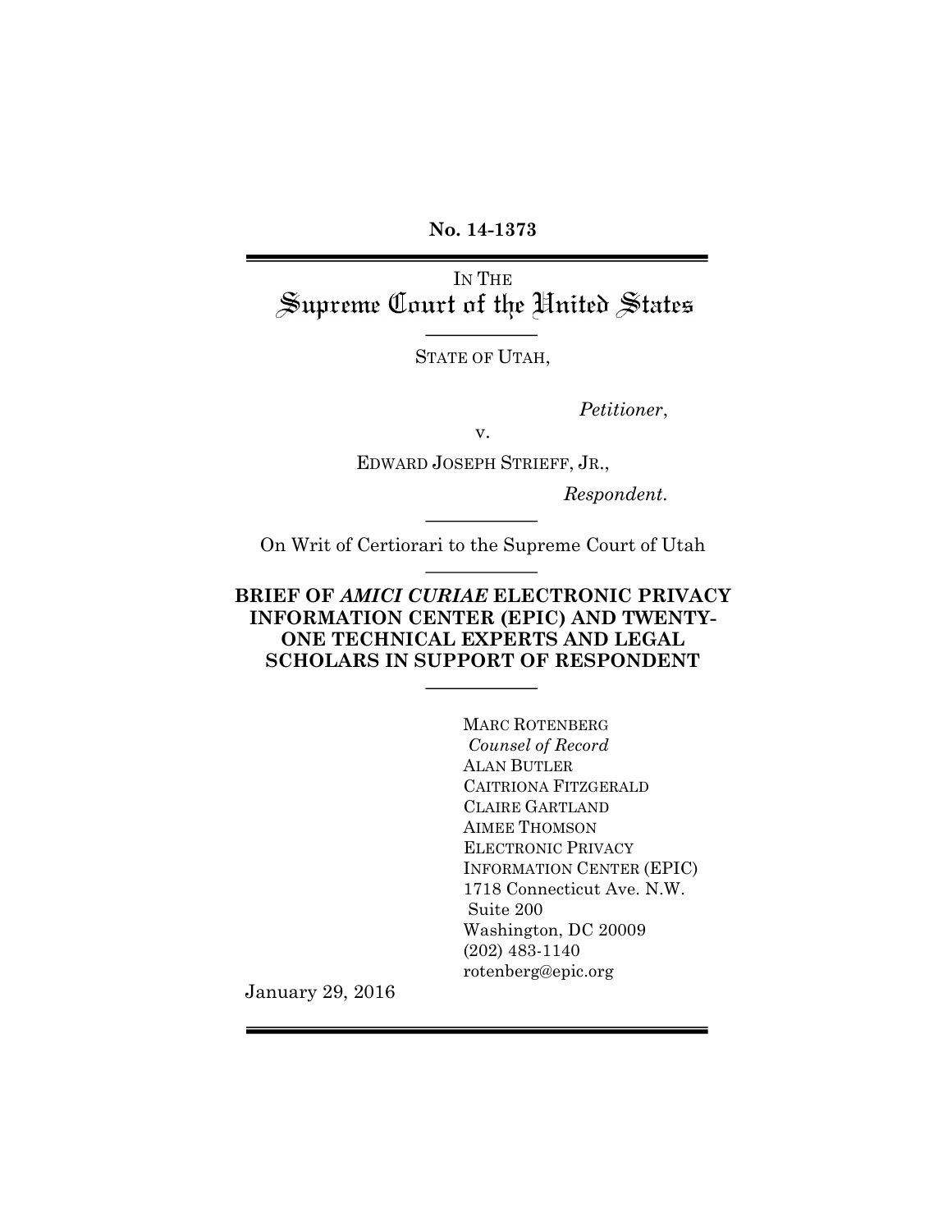**No. 14-1373**

IN THE

# Supreme Court of the United States

STATE OF UTAH,

*Petitioner*,

v.

EDWARD JOSEPH STRIEFF, JR.,

*Respondent*.

On Writ of Certiorari to the Supreme Court of Utah

**BRIEF OF *AMICI CURIAE* ELECTRONIC PRIVACY INFORMATION CENTER (EPIC) AND TWENTY-ONE TECHNICAL EXPERTS AND LEGAL SCHOLARS IN SUPPORT OF RESPONDENT**

MARC ROTENBERG
*Counsel of Record*
ALAN BUTLER
CAITRIONA FITZGERALD
CLAIRE GARTLAND
AIMEE THOMSON
ELECTRONIC PRIVACY INFORMATION CENTER (EPIC)
1718 Connecticut Ave. N.W.
Suite 200
Washington, DC 20009
(202) 483-1140
rotenberg@epic.org

January 29, 2016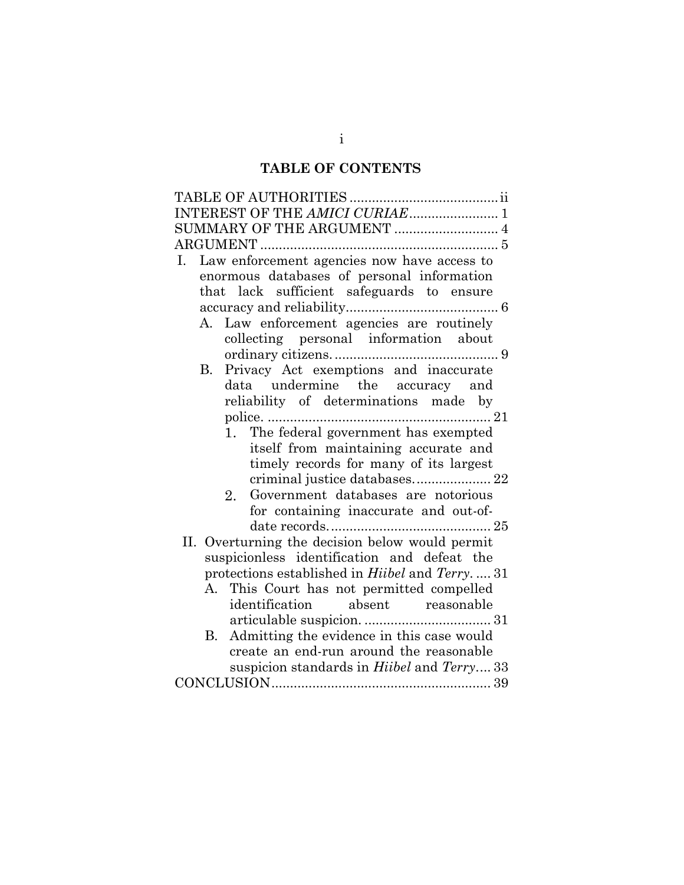# TABLE OF CONTENTS

TABLE OF AUTHORITIES ........................................ ii

INTEREST OF THE *AMICI CURIAE* ........................ 1

SUMMARY OF THE ARGUMENT ............................ 4

ARGUMENT ................................................................ 5

- I. Law enforcement agencies now have access to enormous databases of personal information that lack sufficient safeguards to ensure accuracy and reliability......................................... 6
  - A. Law enforcement agencies are routinely collecting personal information about ordinary citizens. ........................................... 9
  - B. Privacy Act exemptions and inaccurate data undermine the accuracy and reliability of determinations made by police. ........................................................... 21
    1. The federal government has exempted itself from maintaining accurate and timely records for many of its largest criminal justice databases.................... 22
    2. Government databases are notorious for containing inaccurate and out-of-date records........................................... 25
- II. Overturning the decision below would permit suspicionless identification and defeat the protections established in *Hiibel* and *Terry*. .... 31
  - A. This Court has not permitted compelled identification absent reasonable articulable suspicion. .................................. 31
  - B. Admitting the evidence in this case would create an end-run around the reasonable suspicion standards in *Hiibel* and *Terry*.... 33

CONCLUSION.......................................................... 39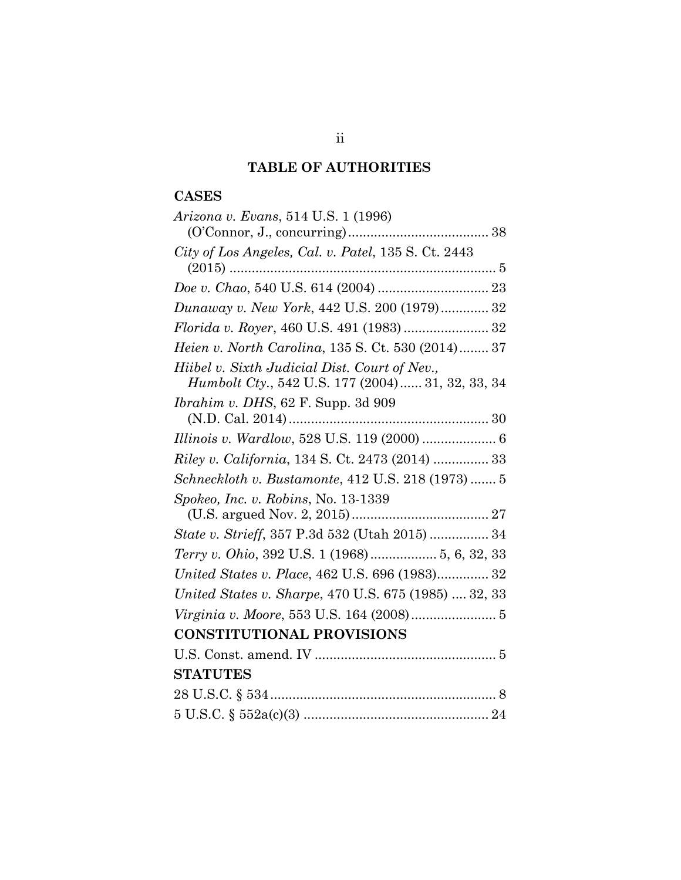# TABLE OF AUTHORITIES

## CASES

*Arizona v. Evans*, 514 U.S. 1 (1996) (O'Connor, J., concurring) ..................................... 38

*City of Los Angeles, Cal. v. Patel*, 135 S. Ct. 2443 (2015) ........................................................................ 5

*Doe v. Chao*, 540 U.S. 614 (2004) ............................. 23

*Dunaway v. New York*, 442 U.S. 200 (1979)............. 32

*Florida v. Royer*, 460 U.S. 491 (1983) ....................... 32

*Heien v. North Carolina*, 135 S. Ct. 530 (2014)........ 37

*Hiibel v. Sixth Judicial Dist. Court of Nev., Humbolt Cty.*, 542 U.S. 177 (2004)...... 31, 32, 33, 34

*Ibrahim v. DHS*, 62 F. Supp. 3d 909 (N.D. Cal. 2014)..................................................... 30

*Illinois v. Wardlow*, 528 U.S. 119 (2000) .................... 6

*Riley v. California*, 134 S. Ct. 2473 (2014) ............... 33

*Schneckloth v. Bustamonte*, 412 U.S. 218 (1973) ....... 5

*Spokeo, Inc. v. Robins*, No. 13-1339 (U.S. argued Nov. 2, 2015)..................................... 27

*State v. Strieff*, 357 P.3d 532 (Utah 2015) ................ 34

*Terry v. Ohio*, 392 U.S. 1 (1968) .................. 5, 6, 32, 33

*United States v. Place*, 462 U.S. 696 (1983).............. 32

*United States v. Sharpe*, 470 U.S. 675 (1985) .... 32, 33

*Virginia v. Moore*, 553 U.S. 164 (2008)....................... 5

## CONSTITUTIONAL PROVISIONS

U.S. Const. amend. IV ................................................. 5

## STATUTES

28 U.S.C. § 534............................................................. 8

5 U.S.C. § 552a(c)(3) .................................................. 24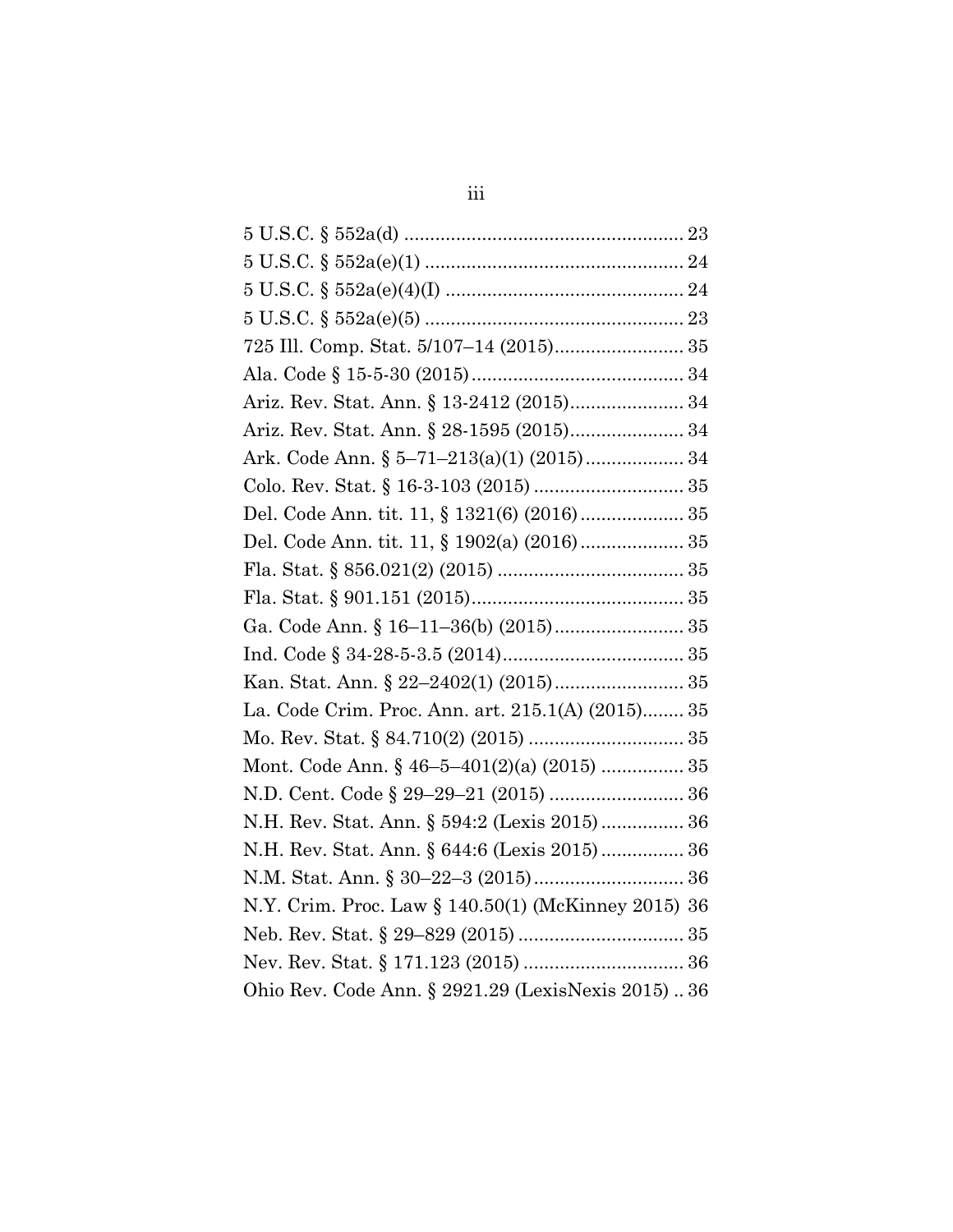5 U.S.C. § 552a(d) ..................................................... 23
5 U.S.C. § 552a(e)(1) ................................................. 24
5 U.S.C. § 552a(e)(4)(I) ............................................. 24
5 U.S.C. § 552a(e)(5) ................................................. 23
725 Ill. Comp. Stat. 5/107–14 (2015)........................ 35
Ala. Code § 15-5-30 (2015)......................................... 34
Ariz. Rev. Stat. Ann. § 13-2412 (2015)...................... 34
Ariz. Rev. Stat. Ann. § 28-1595 (2015)...................... 34
Ark. Code Ann. § 5–71–213(a)(1) (2015)................... 34
Colo. Rev. Stat. § 16-3-103 (2015) ............................ 35
Del. Code Ann. tit. 11, § 1321(6) (2016).................... 35
Del. Code Ann. tit. 11, § 1902(a) (2016).................... 35
Fla. Stat. § 856.021(2) (2015) .................................... 35
Fla. Stat. § 901.151 (2015)......................................... 35
Ga. Code Ann. § 16–11–36(b) (2015)......................... 35
Ind. Code § 34-28-5-3.5 (2014)................................... 35
Kan. Stat. Ann. § 22–2402(1) (2015)......................... 35
La. Code Crim. Proc. Ann. art. 215.1(A) (2015)........ 35
Mo. Rev. Stat. § 84.710(2) (2015) ............................. 35
Mont. Code Ann. § 46–5–401(2)(a) (2015) ................ 35
N.D. Cent. Code § 29–29–21 (2015) .......................... 36
N.H. Rev. Stat. Ann. § 594:2 (Lexis 2015)................ 36
N.H. Rev. Stat. Ann. § 644:6 (Lexis 2015)................ 36
N.M. Stat. Ann. § 30–22–3 (2015)............................. 36
N.Y. Crim. Proc. Law § 140.50(1) (McKinney 2015) 36
Neb. Rev. Stat. § 29–829 (2015) ................................ 35
Nev. Rev. Stat. § 171.123 (2015) ............................... 36
Ohio Rev. Code Ann. § 2921.29 (LexisNexis 2015) .. 36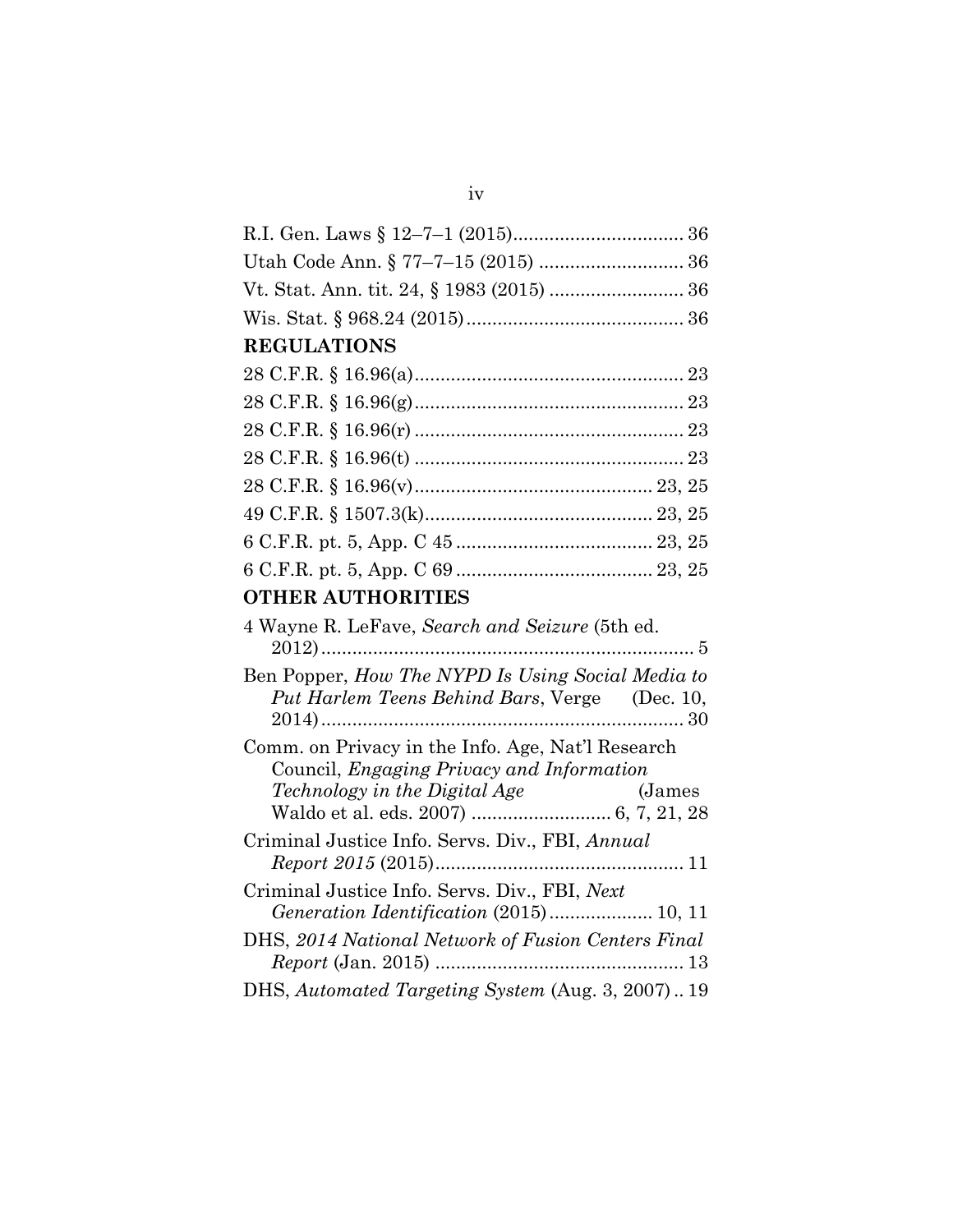R.I. Gen. Laws § 12–7–1 (2015)................................ 36

Utah Code Ann. § 77–7–15 (2015) ........................... 36

Vt. Stat. Ann. tit. 24, § 1983 (2015) ......................... 36

Wis. Stat. § 968.24 (2015)......................................... 36

**REGULATIONS**

28 C.F.R. § 16.96(a)................................................... 23

28 C.F.R. § 16.96(g)................................................... 23

28 C.F.R. § 16.96(r) ................................................... 23

28 C.F.R. § 16.96(t) ................................................... 23

28 C.F.R. § 16.96(v)............................................. 23, 25

49 C.F.R. § 1507.3(k)........................................... 23, 25

6 C.F.R. pt. 5, App. C 45 ..................................... 23, 25

6 C.F.R. pt. 5, App. C 69 ..................................... 23, 25

**OTHER AUTHORITIES**

4 Wayne R. LeFave, *Search and Seizure* (5th ed. 2012)........................................................................ 5

Ben Popper, *How The NYPD Is Using Social Media to Put Harlem Teens Behind Bars*, Verge (Dec. 10, 2014)...................................................................... 30

Comm. on Privacy in the Info. Age, Nat'l Research Council, *Engaging Privacy and Information Technology in the Digital Age* (James Waldo et al. eds. 2007) .......................... 6, 7, 21, 28

Criminal Justice Info. Servs. Div., FBI, *Annual Report 2015* (2015)............................................... 11

Criminal Justice Info. Servs. Div., FBI, *Next Generation Identification* (2015)................... 10, 11

DHS, *2014 National Network of Fusion Centers Final Report* (Jan. 2015) ............................................... 13

DHS, *Automated Targeting System* (Aug. 3, 2007) .. 19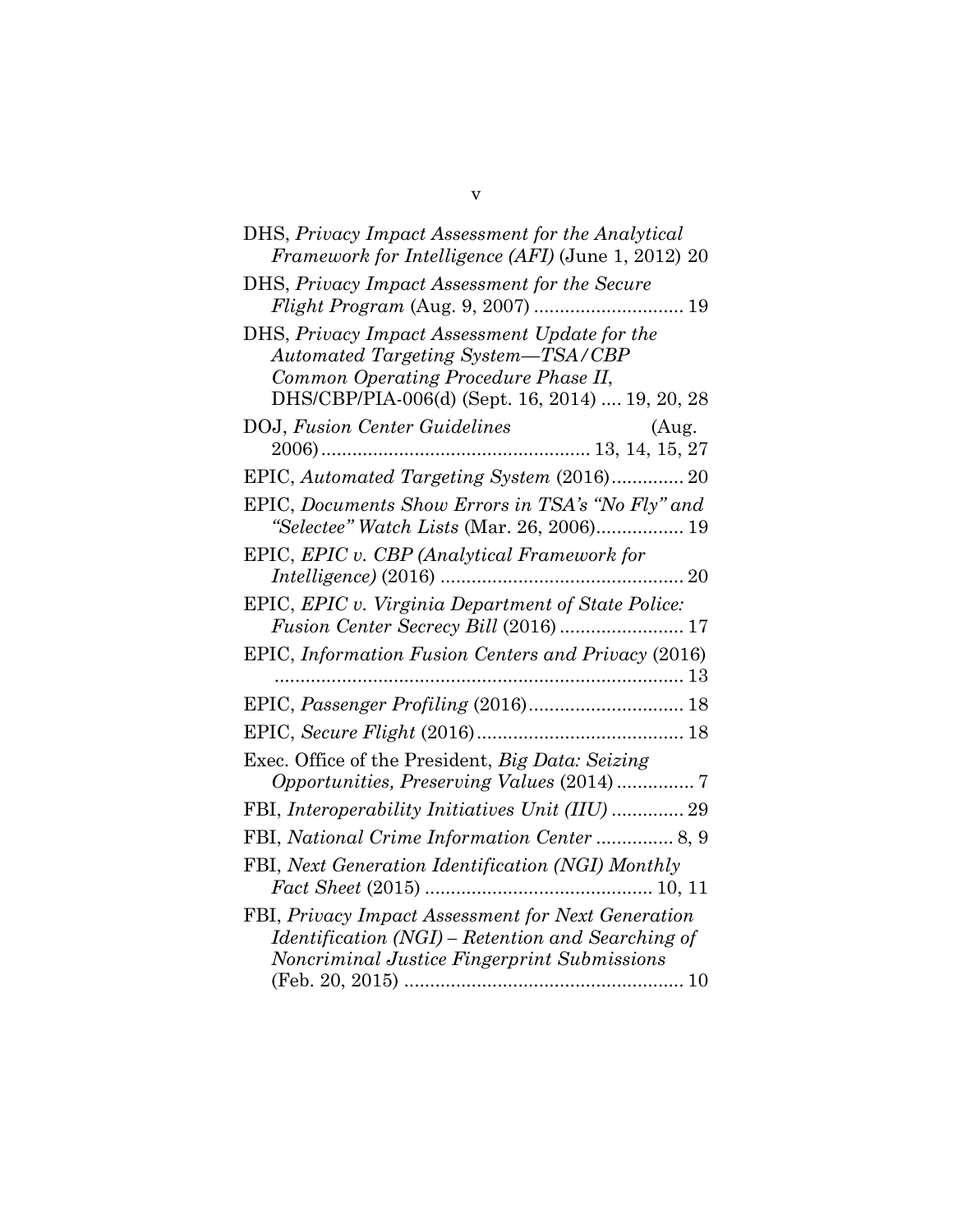DHS, *Privacy Impact Assessment for the Analytical Framework for Intelligence (AFI)* (June 1, 2012) 20

DHS, *Privacy Impact Assessment for the Secure Flight Program* (Aug. 9, 2007) ............................ 19

DHS, *Privacy Impact Assessment Update for the Automated Targeting System—TSA/CBP Common Operating Procedure Phase II*, DHS/CBP/PIA-006(d) (Sept. 16, 2014) .... 19, 20, 28

DOJ, *Fusion Center Guidelines* (Aug. 2006) .................................................. 13, 14, 15, 27

EPIC, *Automated Targeting System* (2016)............. 20

EPIC, *Documents Show Errors in TSA's "No Fly" and "Selectee" Watch Lists* (Mar. 26, 2006)................ 19

EPIC, *EPIC v. CBP (Analytical Framework for Intelligence)* (2016) .............................................. 20

EPIC, *EPIC v. Virginia Department of State Police: Fusion Center Secrecy Bill* (2016) ....................... 17

EPIC, *Information Fusion Centers and Privacy* (2016) ............................................................................... 13

EPIC, *Passenger Profiling* (2016)............................. 18

EPIC, *Secure Flight* (2016)....................................... 18

Exec. Office of the President, *Big Data: Seizing Opportunities, Preserving Values* (2014) .............. 7

FBI, *Interoperability Initiatives Unit (IIU)* ............. 29

FBI, *National Crime Information Center* .............. 8, 9

FBI, *Next Generation Identification (NGI) Monthly Fact Sheet* (2015) ........................................... 10, 11

FBI, *Privacy Impact Assessment for Next Generation Identification (NGI) – Retention and Searching of Noncriminal Justice Fingerprint Submissions* (Feb. 20, 2015) ..................................................... 10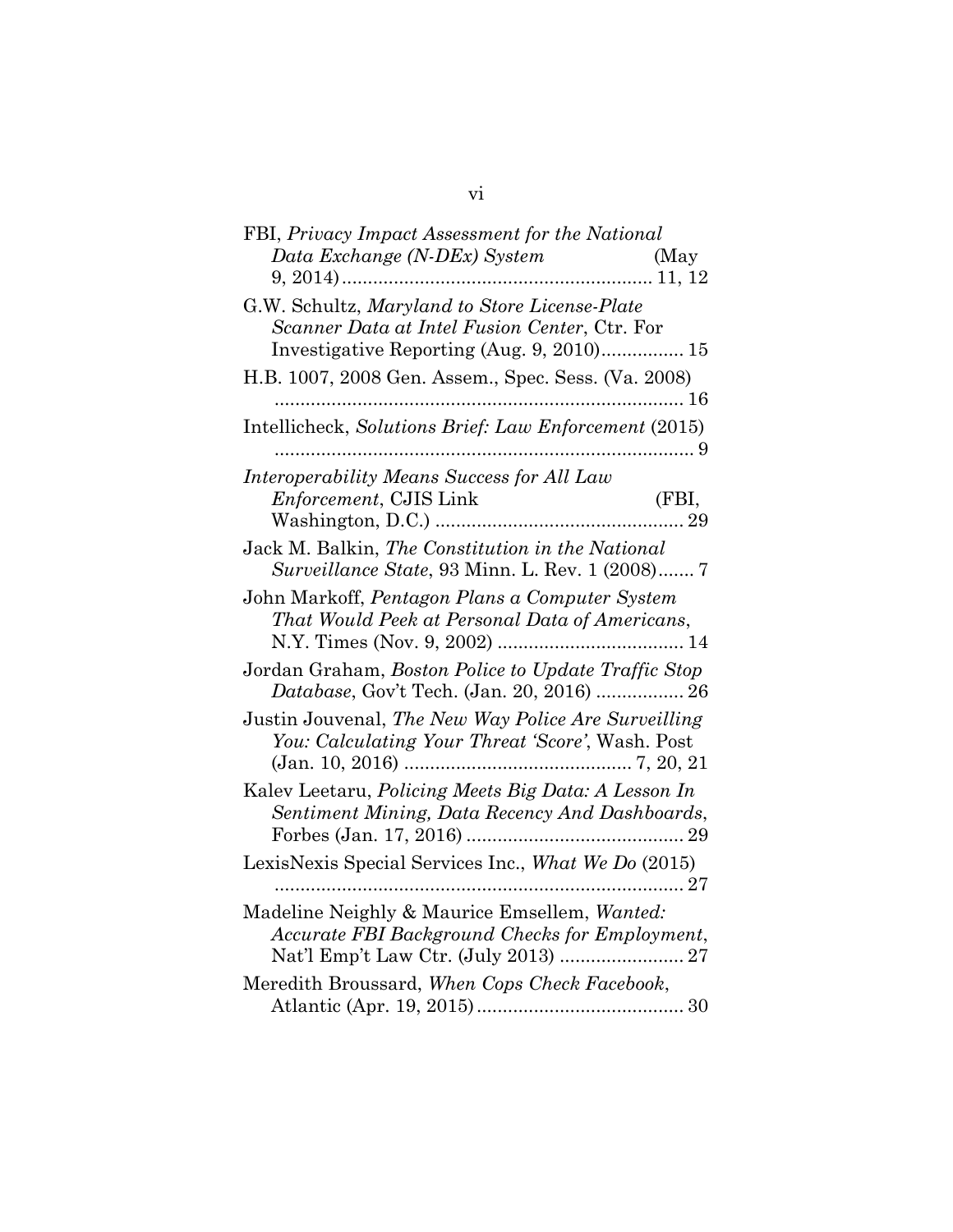FBI, *Privacy Impact Assessment for the National Data Exchange (N-DEx) System* (May 9, 2014) ............................................................ 11, 12

G.W. Schultz, *Maryland to Store License-Plate Scanner Data at Intel Fusion Center*, Ctr. For Investigative Reporting (Aug. 9, 2010)................ 15

H.B. 1007, 2008 Gen. Assem., Spec. Sess. (Va. 2008) ............................................................................... 16

Intellicheck, *Solutions Brief: Law Enforcement* (2015) ................................................................................. 9

*Interoperability Means Success for All Law Enforcement*, CJIS Link (FBI, Washington, D.C.) ................................................ 29

Jack M. Balkin, *The Constitution in the National Surveillance State*, 93 Minn. L. Rev. 1 (2008)....... 7

John Markoff, *Pentagon Plans a Computer System That Would Peek at Personal Data of Americans*, N.Y. Times (Nov. 9, 2002) .................................... 14

Jordan Graham, *Boston Police to Update Traffic Stop Database*, Gov't Tech. (Jan. 20, 2016) ................. 26

Justin Jouvenal, *The New Way Police Are Surveilling You: Calculating Your Threat 'Score'*, Wash. Post (Jan. 10, 2016) ........................................... 7, 20, 21

Kalev Leetaru, *Policing Meets Big Data: A Lesson In Sentiment Mining, Data Recency And Dashboards*, Forbes (Jan. 17, 2016) .......................................... 29

LexisNexis Special Services Inc., *What We Do* (2015) .............................................................................. 27

Madeline Neighly & Maurice Emsellem, *Wanted: Accurate FBI Background Checks for Employment*, Nat'l Emp't Law Ctr. (July 2013) ........................ 27

Meredith Broussard, *When Cops Check Facebook*, Atlantic (Apr. 19, 2015)........................................ 30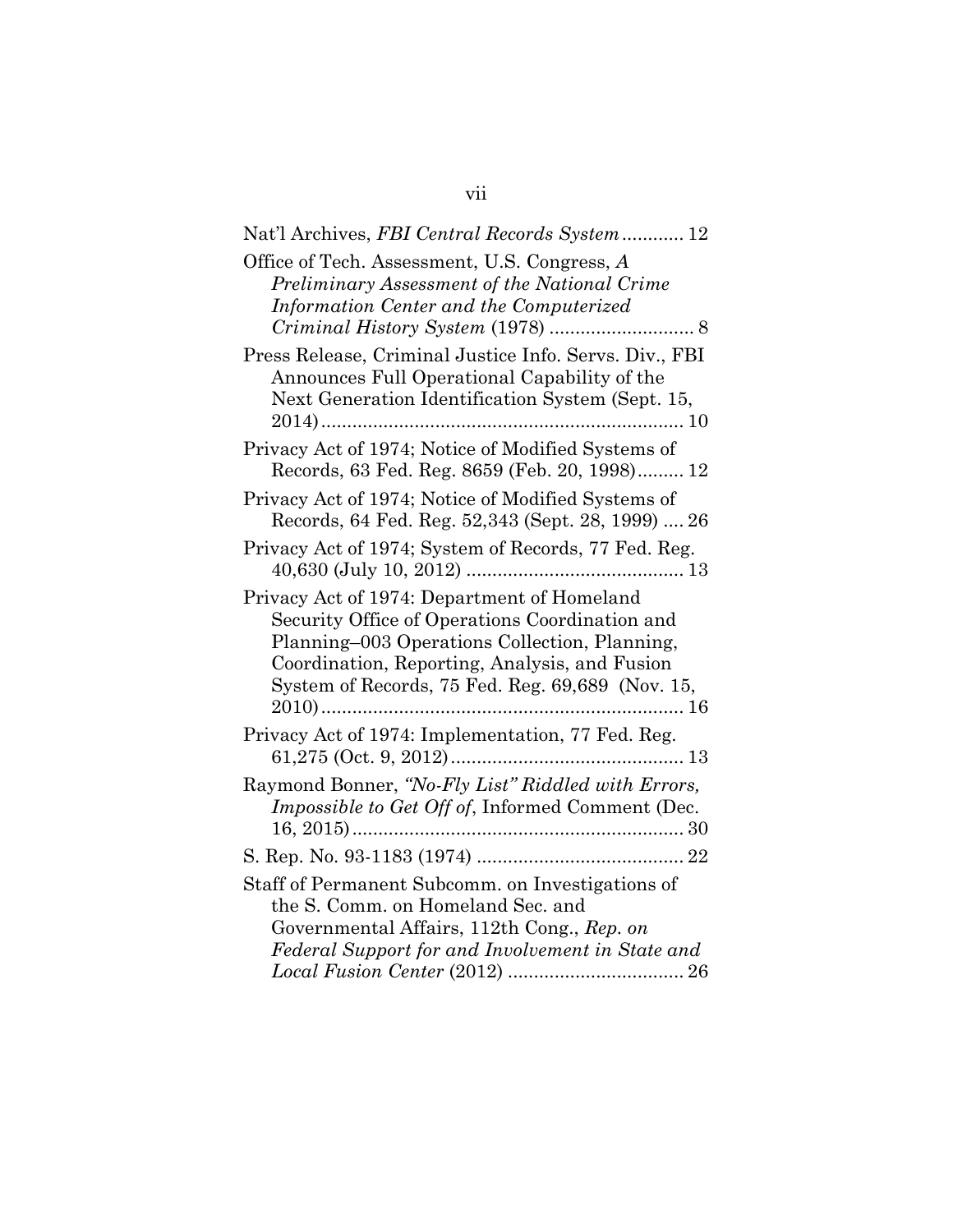Nat'l Archives, *FBI Central Records System* ............ 12

Office of Tech. Assessment, U.S. Congress, *A Preliminary Assessment of the National Crime Information Center and the Computerized Criminal History System* (1978) ............................ 8

Press Release, Criminal Justice Info. Servs. Div., FBI Announces Full Operational Capability of the Next Generation Identification System (Sept. 15, 2014) ...................................................................... 10

Privacy Act of 1974; Notice of Modified Systems of Records, 63 Fed. Reg. 8659 (Feb. 20, 1998) ......... 12

Privacy Act of 1974; Notice of Modified Systems of Records, 64 Fed. Reg. 52,343 (Sept. 28, 1999) .... 26

Privacy Act of 1974; System of Records, 77 Fed. Reg. 40,630 (July 10, 2012) .......................................... 13

Privacy Act of 1974: Department of Homeland Security Office of Operations Coordination and Planning–003 Operations Collection, Planning, Coordination, Reporting, Analysis, and Fusion System of Records, 75 Fed. Reg. 69,689 (Nov. 15, 2010) ...................................................................... 16

Privacy Act of 1974: Implementation, 77 Fed. Reg. 61,275 (Oct. 9, 2012) ............................................ 13

Raymond Bonner, *"No-Fly List" Riddled with Errors, Impossible to Get Off of*, Informed Comment (Dec. 16, 2015) ................................................................ 30

S. Rep. No. 93-1183 (1974) ........................................ 22

Staff of Permanent Subcomm. on Investigations of the S. Comm. on Homeland Sec. and Governmental Affairs, 112th Cong., *Rep. on Federal Support for and Involvement in State and Local Fusion Center* (2012) .................................. 26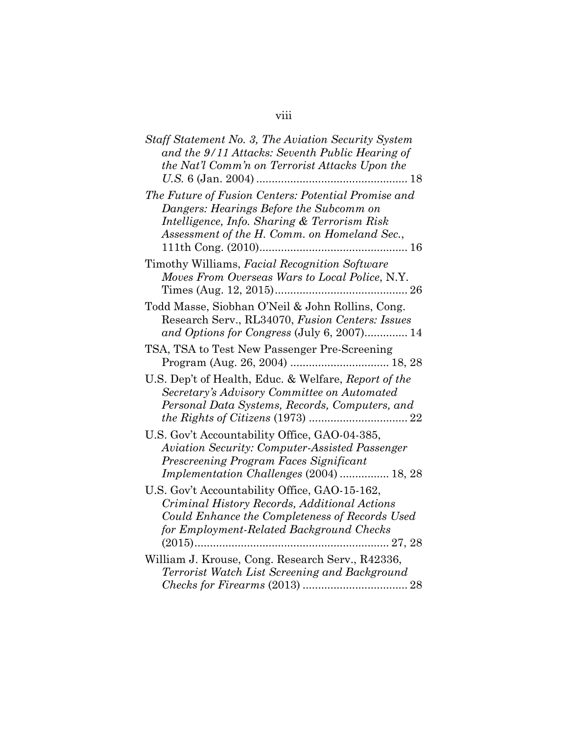*Staff Statement No. 3, The Aviation Security System and the 9/11 Attacks: Seventh Public Hearing of the Nat'l Comm'n on Terrorist Attacks Upon the U.S.* 6 (Jan. 2004) ................................................ 18

*The Future of Fusion Centers: Potential Promise and Dangers: Hearings Before the Subcomm on Intelligence, Info. Sharing & Terrorism Risk Assessment of the H. Comm. on Homeland Sec.*, 111th Cong. (2010)................................................ 16

Timothy Williams, *Facial Recognition Software Moves From Overseas Wars to Local Police*, N.Y. Times (Aug. 12, 2015)........................................... 26

Todd Masse, Siobhan O'Neil & John Rollins, Cong. Research Serv., RL34070, *Fusion Centers: Issues and Options for Congress* (July 6, 2007).............. 14

TSA, TSA to Test New Passenger Pre-Screening Program (Aug. 26, 2004) ................................ 18, 28

U.S. Dep't of Health, Educ. & Welfare, *Report of the Secretary's Advisory Committee on Automated Personal Data Systems, Records, Computers, and the Rights of Citizens* (1973) ................................ 22

U.S. Gov't Accountability Office, GAO-04-385, *Aviation Security: Computer-Assisted Passenger Prescreening Program Faces Significant Implementation Challenges* (2004) ................ 18, 28

U.S. Gov't Accountability Office, GAO-15-162, *Criminal History Records, Additional Actions Could Enhance the Completeness of Records Used for Employment-Related Background Checks* (2015)............................................................... 27, 28

William J. Krouse, Cong. Research Serv., R42336, *Terrorist Watch List Screening and Background Checks for Firearms* (2013) .................................. 28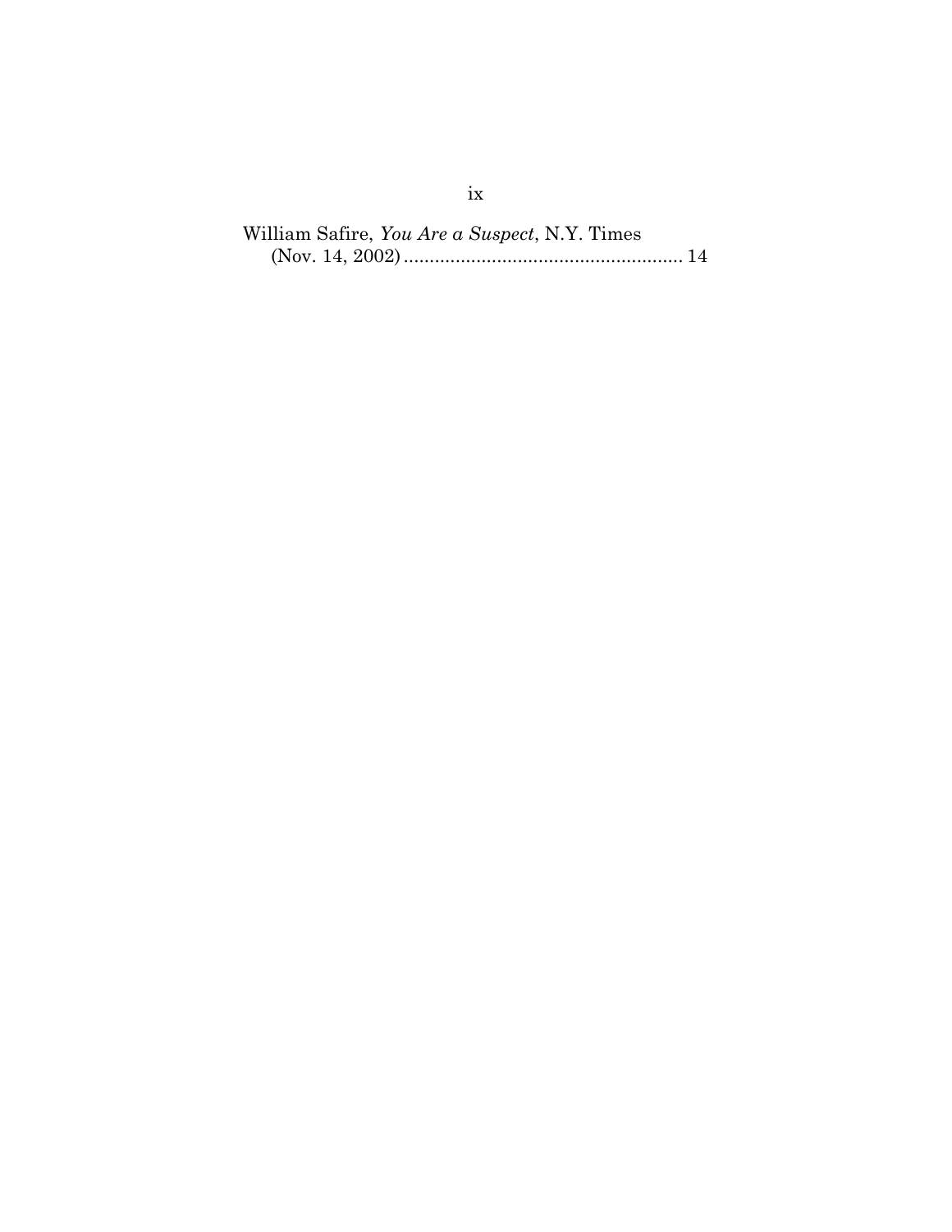William Safire, *You Are a Suspect*, N.Y. Times (Nov. 14, 2002) ...................................................... 14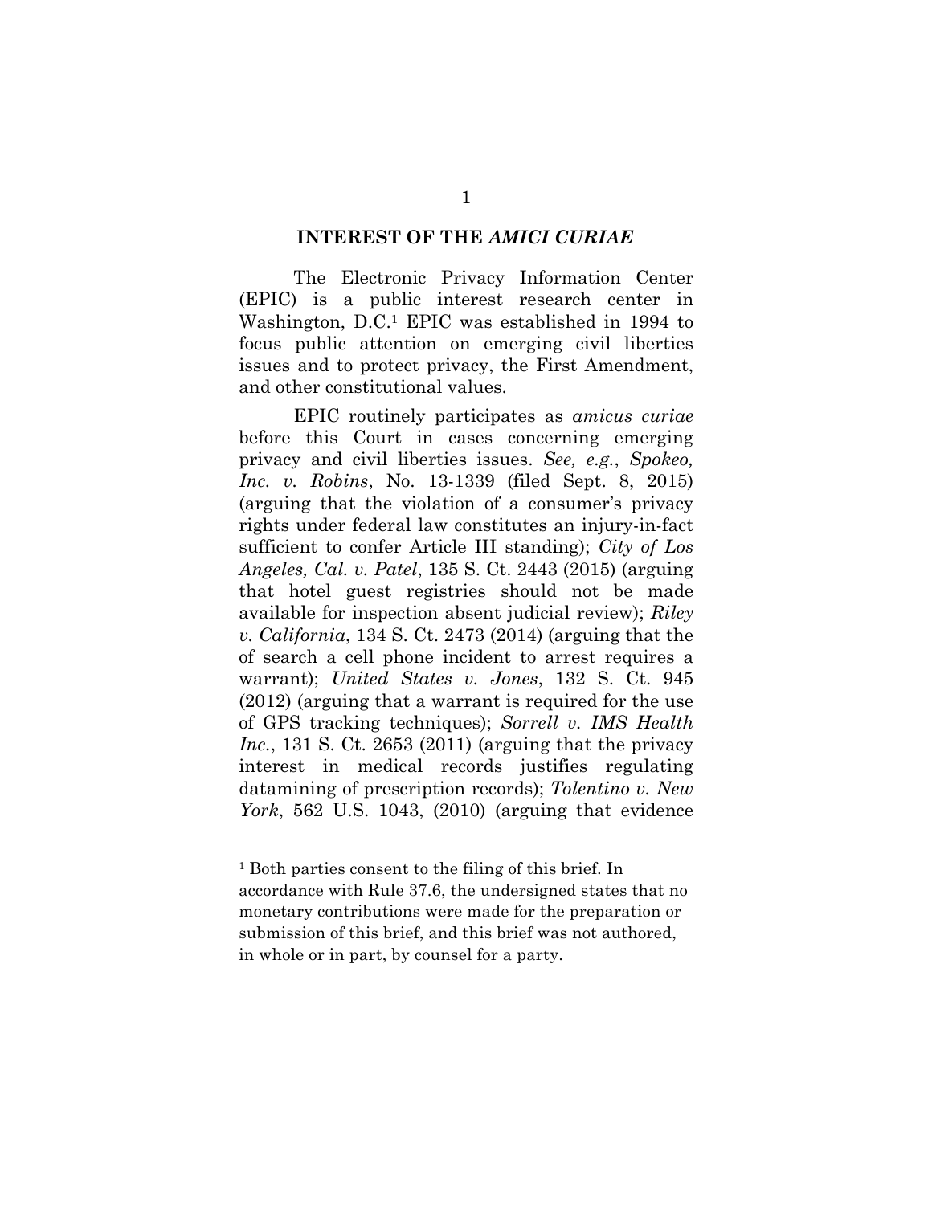## INTEREST OF THE *AMICI CURIAE*

The Electronic Privacy Information Center (EPIC) is a public interest research center in Washington, D.C.[1] EPIC was established in 1994 to focus public attention on emerging civil liberties issues and to protect privacy, the First Amendment, and other constitutional values.

EPIC routinely participates as *amicus curiae* before this Court in cases concerning emerging privacy and civil liberties issues. *See, e.g.*, *Spokeo, Inc. v. Robins*, No. 13-1339 (filed Sept. 8, 2015) (arguing that the violation of a consumer's privacy rights under federal law constitutes an injury-in-fact sufficient to confer Article III standing); *City of Los Angeles, Cal. v. Patel*, 135 S. Ct. 2443 (2015) (arguing that hotel guest registries should not be made available for inspection absent judicial review); *Riley v. California*, 134 S. Ct. 2473 (2014) (arguing that the of search a cell phone incident to arrest requires a warrant); *United States v. Jones*, 132 S. Ct. 945 (2012) (arguing that a warrant is required for the use of GPS tracking techniques); *Sorrell v. IMS Health Inc.*, 131 S. Ct. 2653 (2011) (arguing that the privacy interest in medical records justifies regulating datamining of prescription records); *Tolentino v. New York*, 562 U.S. 1043, (2010) (arguing that evidence

---

[1] Both parties consent to the filing of this brief. In accordance with Rule 37.6, the undersigned states that no monetary contributions were made for the preparation or submission of this brief, and this brief was not authored, in whole or in part, by counsel for a party.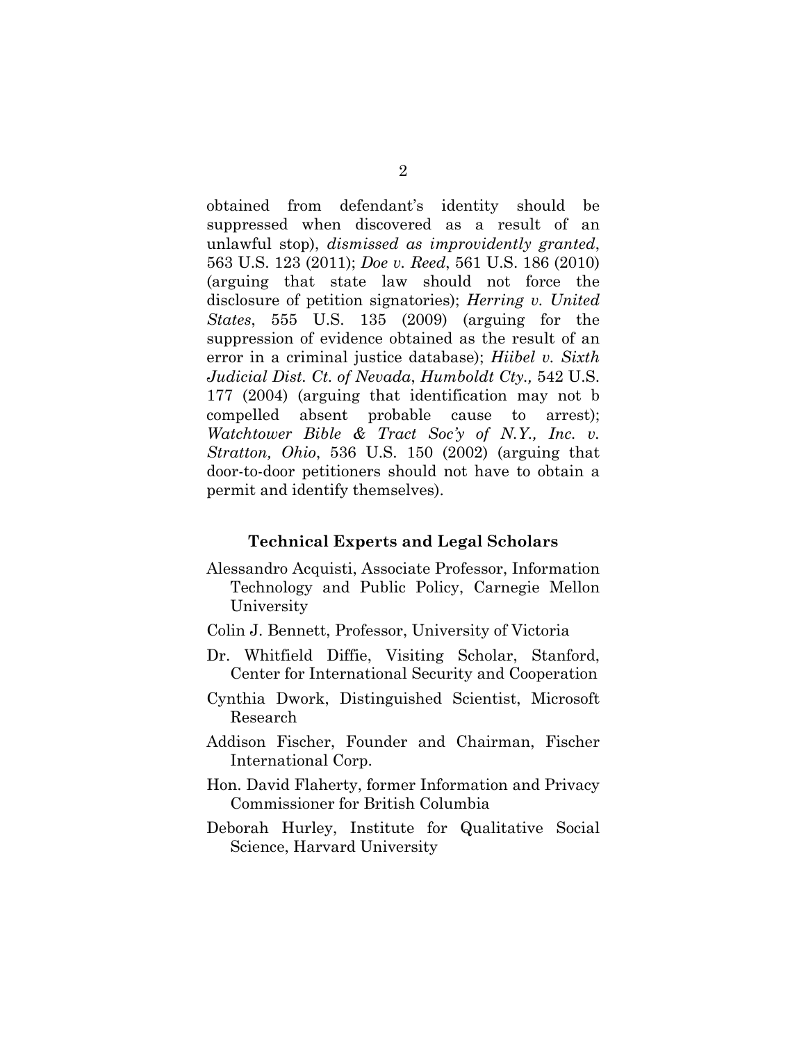obtained from defendant's identity should be suppressed when discovered as a result of an unlawful stop), *dismissed as improvidently granted*, 563 U.S. 123 (2011); *Doe v. Reed*, 561 U.S. 186 (2010) (arguing that state law should not force the disclosure of petition signatories); *Herring v. United States*, 555 U.S. 135 (2009) (arguing for the suppression of evidence obtained as the result of an error in a criminal justice database); *Hiibel v. Sixth Judicial Dist. Ct. of Nevada, Humboldt Cty.,* 542 U.S. 177 (2004) (arguing that identification may not b compelled absent probable cause to arrest); *Watchtower Bible & Tract Soc'y of N.Y., Inc. v. Stratton, Ohio*, 536 U.S. 150 (2002) (arguing that door-to-door petitioners should not have to obtain a permit and identify themselves).

**Technical Experts and Legal Scholars**

Alessandro Acquisti, Associate Professor, Information Technology and Public Policy, Carnegie Mellon University

Colin J. Bennett, Professor, University of Victoria

Dr. Whitfield Diffie, Visiting Scholar, Stanford, Center for International Security and Cooperation

Cynthia Dwork, Distinguished Scientist, Microsoft Research

Addison Fischer, Founder and Chairman, Fischer International Corp.

Hon. David Flaherty, former Information and Privacy Commissioner for British Columbia

Deborah Hurley, Institute for Qualitative Social Science, Harvard University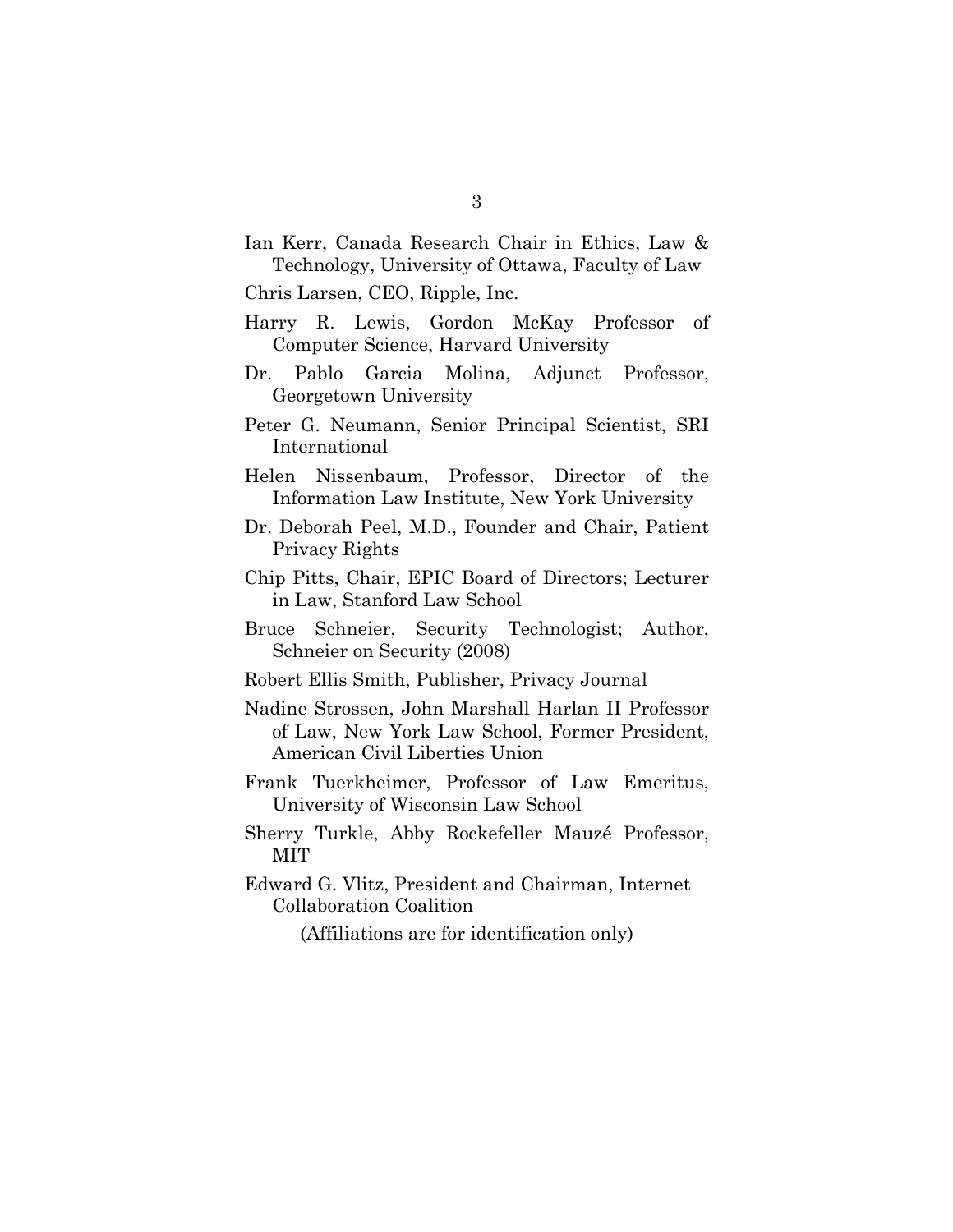Ian Kerr, Canada Research Chair in Ethics, Law & Technology, University of Ottawa, Faculty of Law

Chris Larsen, CEO, Ripple, Inc.

Harry R. Lewis, Gordon McKay Professor of Computer Science, Harvard University

Dr. Pablo Garcia Molina, Adjunct Professor, Georgetown University

Peter G. Neumann, Senior Principal Scientist, SRI International

Helen Nissenbaum, Professor, Director of the Information Law Institute, New York University

Dr. Deborah Peel, M.D., Founder and Chair, Patient Privacy Rights

Chip Pitts, Chair, EPIC Board of Directors; Lecturer in Law, Stanford Law School

Bruce Schneier, Security Technologist; Author, Schneier on Security (2008)

Robert Ellis Smith, Publisher, Privacy Journal

Nadine Strossen, John Marshall Harlan II Professor of Law, New York Law School, Former President, American Civil Liberties Union

Frank Tuerkheimer, Professor of Law Emeritus, University of Wisconsin Law School

Sherry Turkle, Abby Rockefeller Mauzé Professor, MIT

Edward G. Vlitz, President and Chairman, Internet Collaboration Coalition

(Affiliations are for identification only)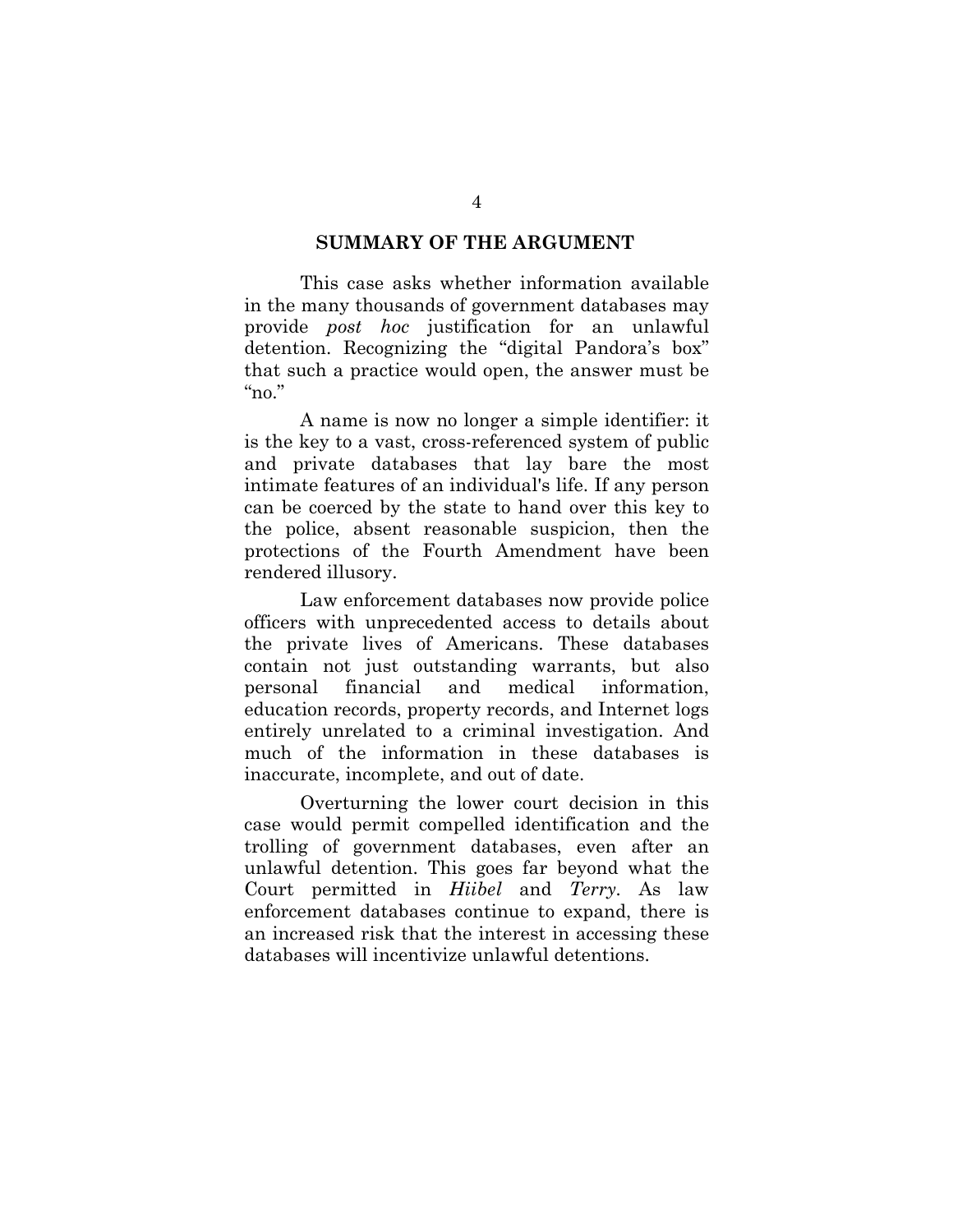## SUMMARY OF THE ARGUMENT

This case asks whether information available in the many thousands of government databases may provide *post hoc* justification for an unlawful detention. Recognizing the "digital Pandora's box" that such a practice would open, the answer must be "no."

A name is now no longer a simple identifier: it is the key to a vast, cross-referenced system of public and private databases that lay bare the most intimate features of an individual's life. If any person can be coerced by the state to hand over this key to the police, absent reasonable suspicion, then the protections of the Fourth Amendment have been rendered illusory.

Law enforcement databases now provide police officers with unprecedented access to details about the private lives of Americans. These databases contain not just outstanding warrants, but also personal financial and medical information, education records, property records, and Internet logs entirely unrelated to a criminal investigation. And much of the information in these databases is inaccurate, incomplete, and out of date.

Overturning the lower court decision in this case would permit compelled identification and the trolling of government databases, even after an unlawful detention. This goes far beyond what the Court permitted in *Hiibel* and *Terry*. As law enforcement databases continue to expand, there is an increased risk that the interest in accessing these databases will incentivize unlawful detentions.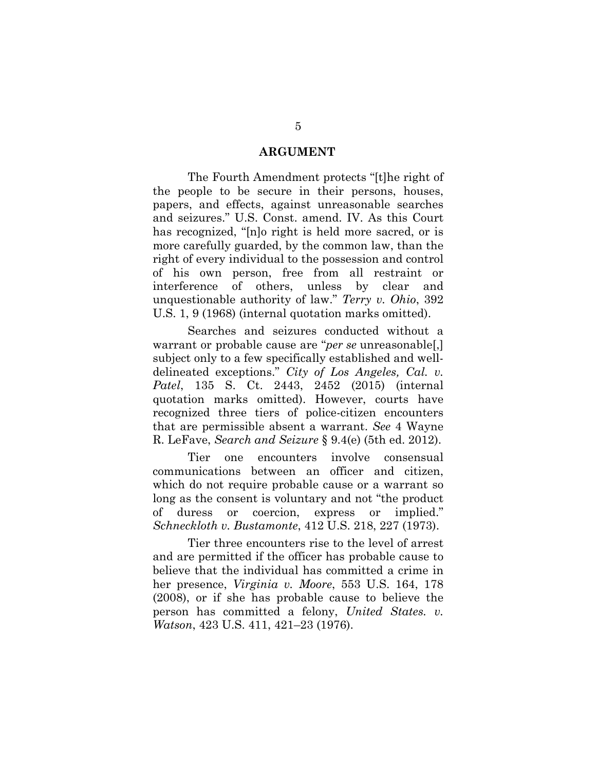## ARGUMENT

The Fourth Amendment protects "[t]he right of the people to be secure in their persons, houses, papers, and effects, against unreasonable searches and seizures." U.S. Const. amend. IV. As this Court has recognized, "[n]o right is held more sacred, or is more carefully guarded, by the common law, than the right of every individual to the possession and control of his own person, free from all restraint or interference of others, unless by clear and unquestionable authority of law." *Terry v. Ohio*, 392 U.S. 1, 9 (1968) (internal quotation marks omitted).

Searches and seizures conducted without a warrant or probable cause are "*per se* unreasonable[,] subject only to a few specifically established and well-delineated exceptions." *City of Los Angeles, Cal. v. Patel*, 135 S. Ct. 2443, 2452 (2015) (internal quotation marks omitted). However, courts have recognized three tiers of police-citizen encounters that are permissible absent a warrant. *See* 4 Wayne R. LeFave, *Search and Seizure* § 9.4(e) (5th ed. 2012).

Tier one encounters involve consensual communications between an officer and citizen, which do not require probable cause or a warrant so long as the consent is voluntary and not "the product of duress or coercion, express or implied." *Schneckloth v. Bustamonte*, 412 U.S. 218, 227 (1973).

Tier three encounters rise to the level of arrest and are permitted if the officer has probable cause to believe that the individual has committed a crime in her presence, *Virginia v. Moore*, 553 U.S. 164, 178 (2008), or if she has probable cause to believe the person has committed a felony, *United States. v. Watson*, 423 U.S. 411, 421–23 (1976).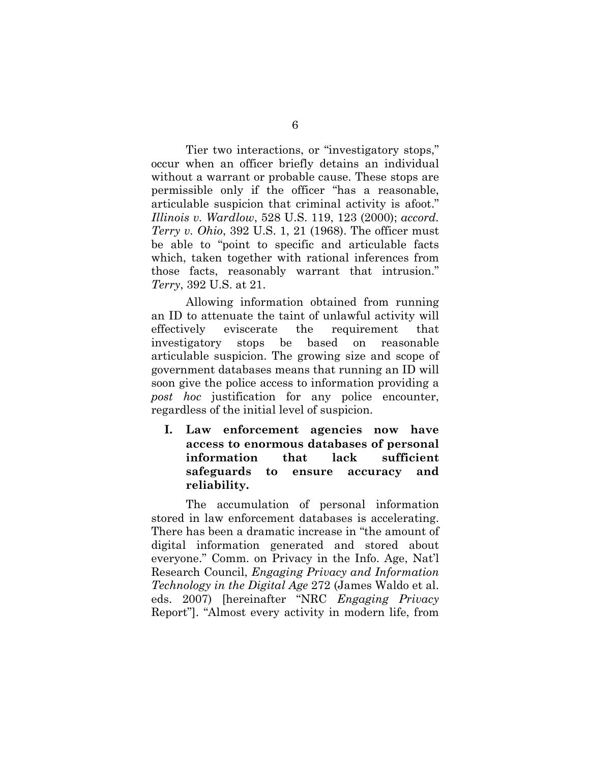Tier two interactions, or "investigatory stops," occur when an officer briefly detains an individual without a warrant or probable cause. These stops are permissible only if the officer "has a reasonable, articulable suspicion that criminal activity is afoot." *Illinois v. Wardlow*, 528 U.S. 119, 123 (2000); *accord. Terry v. Ohio*, 392 U.S. 1, 21 (1968). The officer must be able to "point to specific and articulable facts which, taken together with rational inferences from those facts, reasonably warrant that intrusion." *Terry*, 392 U.S. at 21.

Allowing information obtained from running an ID to attenuate the taint of unlawful activity will effectively eviscerate the requirement that investigatory stops be based on reasonable articulable suspicion. The growing size and scope of government databases means that running an ID will soon give the police access to information providing a *post hoc* justification for any police encounter, regardless of the initial level of suspicion.

## I. Law enforcement agencies now have access to enormous databases of personal information that lack sufficient safeguards to ensure accuracy and reliability.

The accumulation of personal information stored in law enforcement databases is accelerating. There has been a dramatic increase in "the amount of digital information generated and stored about everyone." Comm. on Privacy in the Info. Age, Nat'l Research Council, *Engaging Privacy and Information Technology in the Digital Age* 272 (James Waldo et al. eds. 2007) [hereinafter "NRC *Engaging Privacy* Report"]. "Almost every activity in modern life, from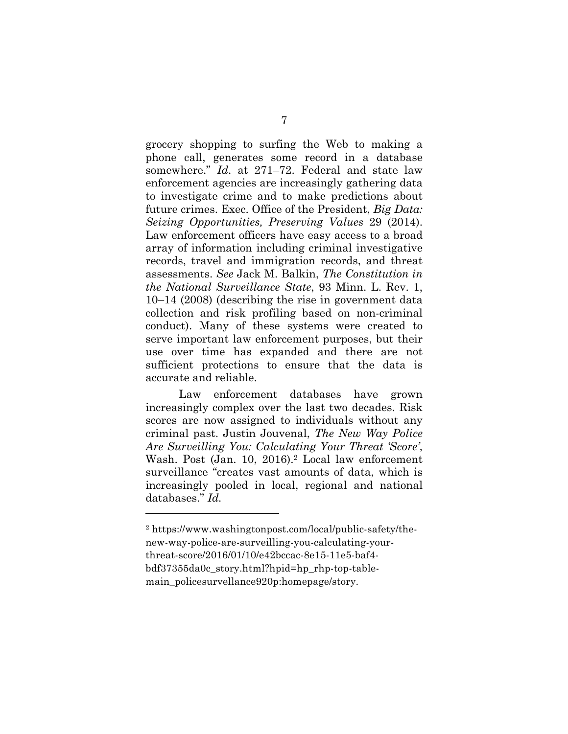grocery shopping to surfing the Web to making a phone call, generates some record in a database somewhere." *Id*. at 271–72. Federal and state law enforcement agencies are increasingly gathering data to investigate crime and to make predictions about future crimes. Exec. Office of the President, *Big Data: Seizing Opportunities, Preserving Values* 29 (2014). Law enforcement officers have easy access to a broad array of information including criminal investigative records, travel and immigration records, and threat assessments. *See* Jack M. Balkin, *The Constitution in the National Surveillance State*, 93 Minn. L. Rev. 1, 10–14 (2008) (describing the rise in government data collection and risk profiling based on non-criminal conduct). Many of these systems were created to serve important law enforcement purposes, but their use over time has expanded and there are not sufficient protections to ensure that the data is accurate and reliable.

Law enforcement databases have grown increasingly complex over the last two decades. Risk scores are now assigned to individuals without any criminal past. Justin Jouvenal, *The New Way Police Are Surveilling You: Calculating Your Threat 'Score'*, Wash. Post (Jan. 10, 2016).[2] Local law enforcement surveillance "creates vast amounts of data, which is increasingly pooled in local, regional and national databases." *Id.*

---

[2] https://www.washingtonpost.com/local/public-safety/the-new-way-police-are-surveilling-you-calculating-your-threat-score/2016/01/10/e42bccac-8e15-11e5-baf4-bdf37355da0c_story.html?hpid=hp_rhp-top-table-main_policesurvellance920p:homepage/story.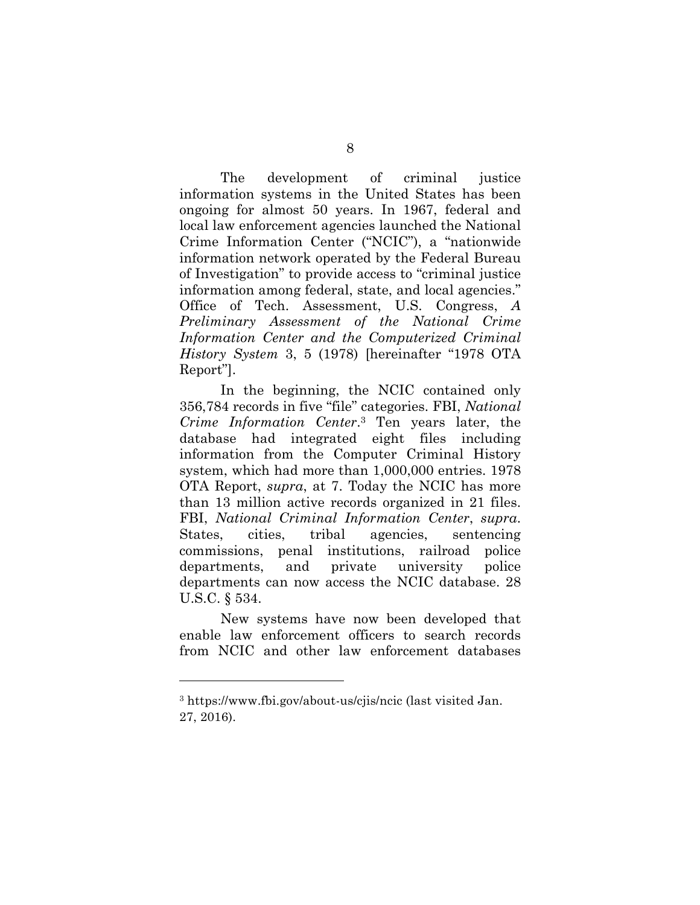The development of criminal justice information systems in the United States has been ongoing for almost 50 years. In 1967, federal and local law enforcement agencies launched the National Crime Information Center ("NCIC"), a "nationwide information network operated by the Federal Bureau of Investigation" to provide access to "criminal justice information among federal, state, and local agencies." Office of Tech. Assessment, U.S. Congress, *A Preliminary Assessment of the National Crime Information Center and the Computerized Criminal History System* 3, 5 (1978) [hereinafter "1978 OTA Report"].

In the beginning, the NCIC contained only 356,784 records in five "file" categories. FBI, *National Crime Information Center*.[3] Ten years later, the database had integrated eight files including information from the Computer Criminal History system, which had more than 1,000,000 entries. 1978 OTA Report, *supra*, at 7. Today the NCIC has more than 13 million active records organized in 21 files. FBI, *National Criminal Information Center*, *supra*. States, cities, tribal agencies, sentencing commissions, penal institutions, railroad police departments, and private university police departments can now access the NCIC database. 28 U.S.C. § 534.

New systems have now been developed that enable law enforcement officers to search records from NCIC and other law enforcement databases

---

[3] https://www.fbi.gov/about-us/cjis/ncic (last visited Jan. 27, 2016).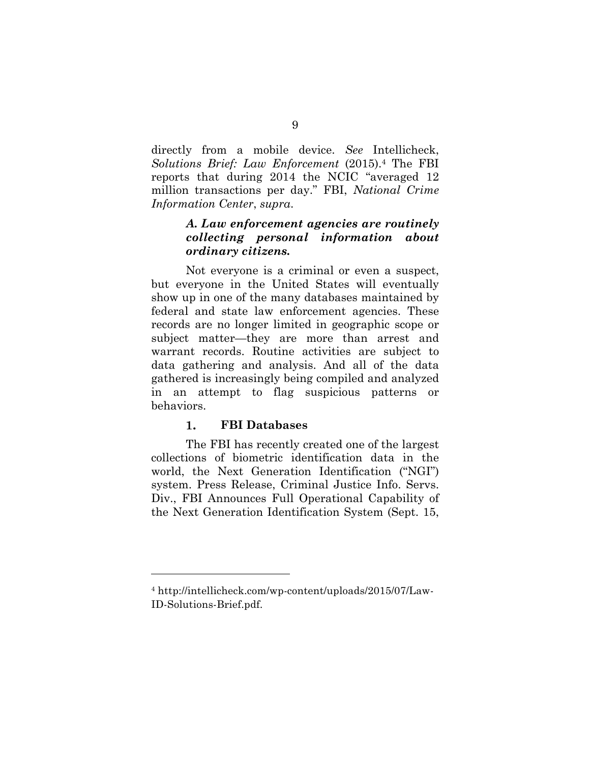directly from a mobile device. *See* Intellicheck, *Solutions Brief: Law Enforcement* (2015).[4] The FBI reports that during 2014 the NCIC "averaged 12 million transactions per day." FBI, *National Crime Information Center*, *supra*.

### *A. Law enforcement agencies are routinely collecting personal information about ordinary citizens.*

Not everyone is a criminal or even a suspect, but everyone in the United States will eventually show up in one of the many databases maintained by federal and state law enforcement agencies. These records are no longer limited in geographic scope or subject matter—they are more than arrest and warrant records. Routine activities are subject to data gathering and analysis. And all of the data gathered is increasingly being compiled and analyzed in an attempt to flag suspicious patterns or behaviors.

#### 1. FBI Databases

The FBI has recently created one of the largest collections of biometric identification data in the world, the Next Generation Identification ("NGI") system. Press Release, Criminal Justice Info. Servs. Div., FBI Announces Full Operational Capability of the Next Generation Identification System (Sept. 15,

---

[4] http://intellicheck.com/wp-content/uploads/2015/07/Law-ID-Solutions-Brief.pdf.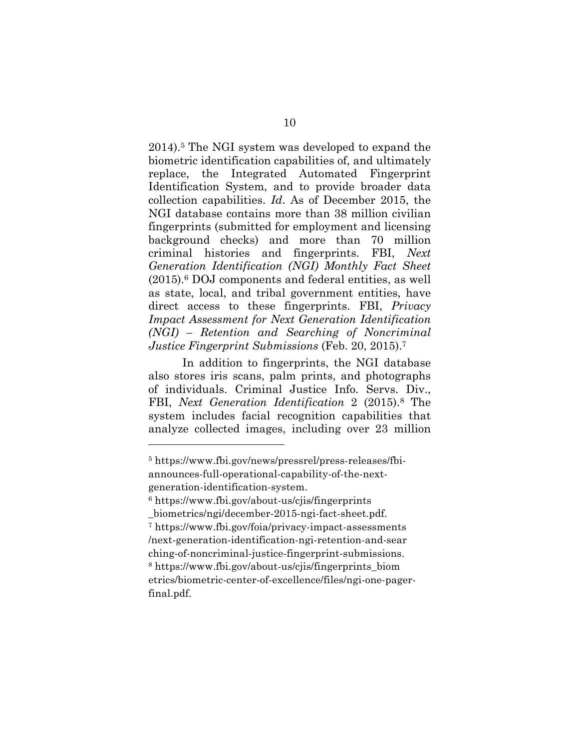2014).[5] The NGI system was developed to expand the biometric identification capabilities of, and ultimately replace, the Integrated Automated Fingerprint Identification System, and to provide broader data collection capabilities. *Id*. As of December 2015, the NGI database contains more than 38 million civilian fingerprints (submitted for employment and licensing background checks) and more than 70 million criminal histories and fingerprints. FBI, *Next Generation Identification (NGI) Monthly Fact Sheet* (2015).[6] DOJ components and federal entities, as well as state, local, and tribal government entities, have direct access to these fingerprints. FBI, *Privacy Impact Assessment for Next Generation Identification (NGI) – Retention and Searching of Noncriminal Justice Fingerprint Submissions* (Feb. 20, 2015).[7]

In addition to fingerprints, the NGI database also stores iris scans, palm prints, and photographs of individuals. Criminal Justice Info. Servs. Div., FBI, *Next Generation Identification* 2 (2015).[8] The system includes facial recognition capabilities that analyze collected images, including over 23 million

---

[5] https://www.fbi.gov/news/pressrel/press-releases/fbi-announces-full-operational-capability-of-the-next-generation-identification-system.

[6] https://www.fbi.gov/about-us/cjis/fingerprints_biometrics/ngi/december-2015-ngi-fact-sheet.pdf.

[7] https://www.fbi.gov/foia/privacy-impact-assessments/next-generation-identification-ngi-retention-and-searching-of-noncriminal-justice-fingerprint-submissions.

[8] https://www.fbi.gov/about-us/cjis/fingerprints_biometrics/biometric-center-of-excellence/files/ngi-one-pager-final.pdf.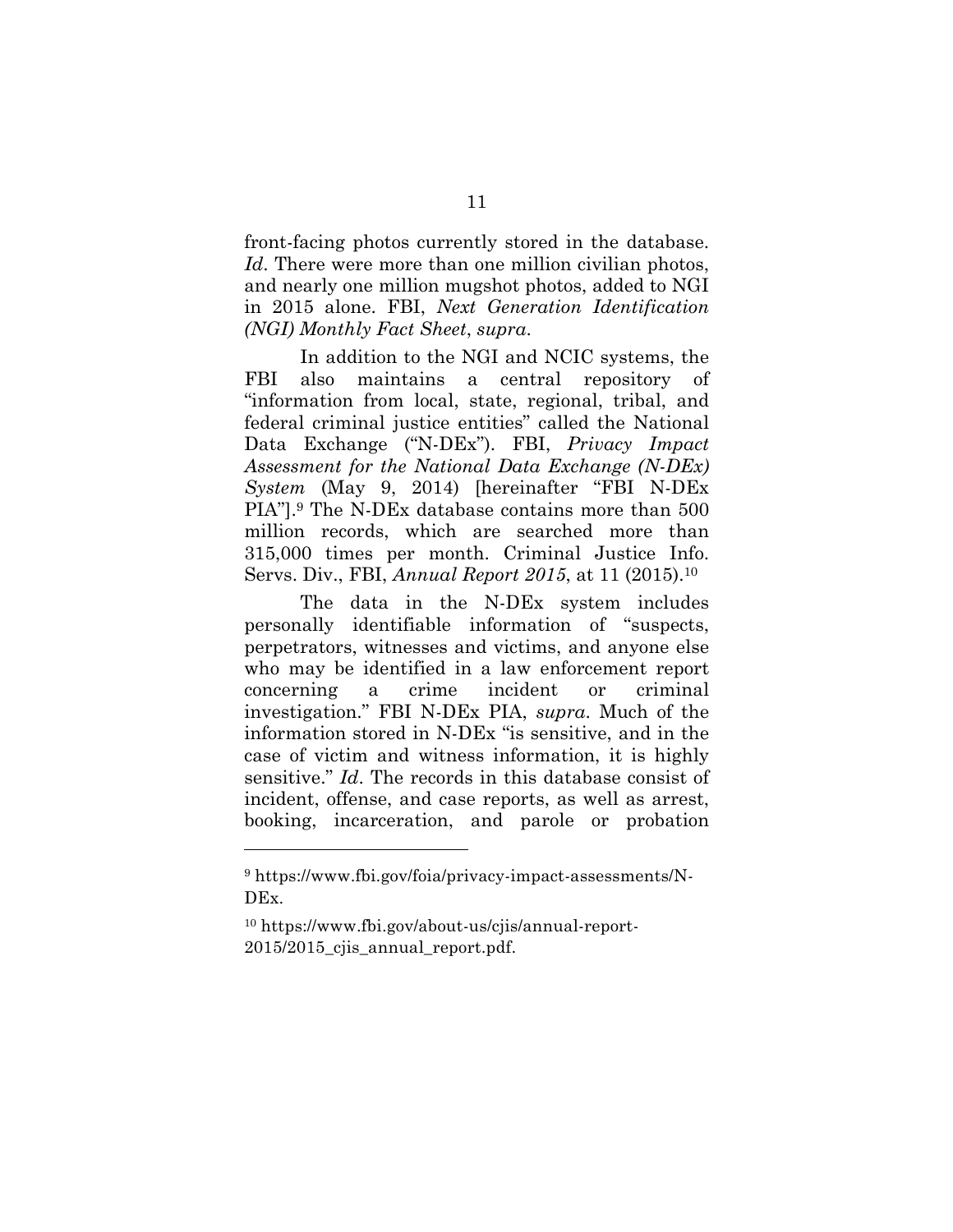front-facing photos currently stored in the database. *Id*. There were more than one million civilian photos, and nearly one million mugshot photos, added to NGI in 2015 alone. FBI, *Next Generation Identification (NGI) Monthly Fact Sheet*, *supra*.

In addition to the NGI and NCIC systems, the FBI also maintains a central repository of "information from local, state, regional, tribal, and federal criminal justice entities" called the National Data Exchange ("N-DEx"). FBI, *Privacy Impact Assessment for the National Data Exchange (N-DEx) System* (May 9, 2014) [hereinafter "FBI N-DEx PIA"].[9] The N-DEx database contains more than 500 million records, which are searched more than 315,000 times per month. Criminal Justice Info. Servs. Div., FBI, *Annual Report 2015*, at 11 (2015).[10]

The data in the N-DEx system includes personally identifiable information of "suspects, perpetrators, witnesses and victims, and anyone else who may be identified in a law enforcement report concerning a crime incident or criminal investigation." FBI N-DEx PIA, *supra*. Much of the information stored in N-DEx "is sensitive, and in the case of victim and witness information, it is highly sensitive." *Id*. The records in this database consist of incident, offense, and case reports, as well as arrest, booking, incarceration, and parole or probation

---

[9] https://www.fbi.gov/foia/privacy-impact-assessments/N-DEx.

[10] https://www.fbi.gov/about-us/cjis/annual-report-2015/2015_cjis_annual_report.pdf.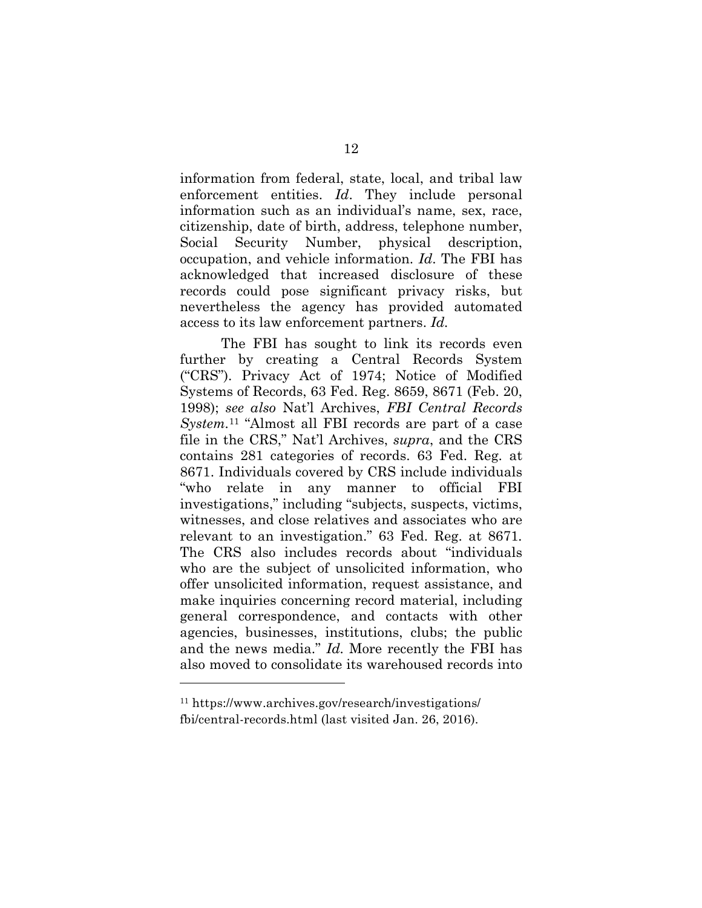information from federal, state, local, and tribal law enforcement entities. *Id*. They include personal information such as an individual's name, sex, race, citizenship, date of birth, address, telephone number, Social Security Number, physical description, occupation, and vehicle information. *Id*. The FBI has acknowledged that increased disclosure of these records could pose significant privacy risks, but nevertheless the agency has provided automated access to its law enforcement partners. *Id.*

The FBI has sought to link its records even further by creating a Central Records System ("CRS"). Privacy Act of 1974; Notice of Modified Systems of Records, 63 Fed. Reg. 8659, 8671 (Feb. 20, 1998); *see also* Nat'l Archives, *FBI Central Records System*.[11] "Almost all FBI records are part of a case file in the CRS," Nat'l Archives, *supra*, and the CRS contains 281 categories of records. 63 Fed. Reg. at 8671. Individuals covered by CRS include individuals "who relate in any manner to official FBI investigations," including "subjects, suspects, victims, witnesses, and close relatives and associates who are relevant to an investigation." 63 Fed. Reg. at 8671. The CRS also includes records about "individuals who are the subject of unsolicited information, who offer unsolicited information, request assistance, and make inquiries concerning record material, including general correspondence, and contacts with other agencies, businesses, institutions, clubs; the public and the news media." *Id.* More recently the FBI has also moved to consolidate its warehoused records into

---

[11] https://www.archives.gov/research/investigations/fbi/central-records.html (last visited Jan. 26, 2016).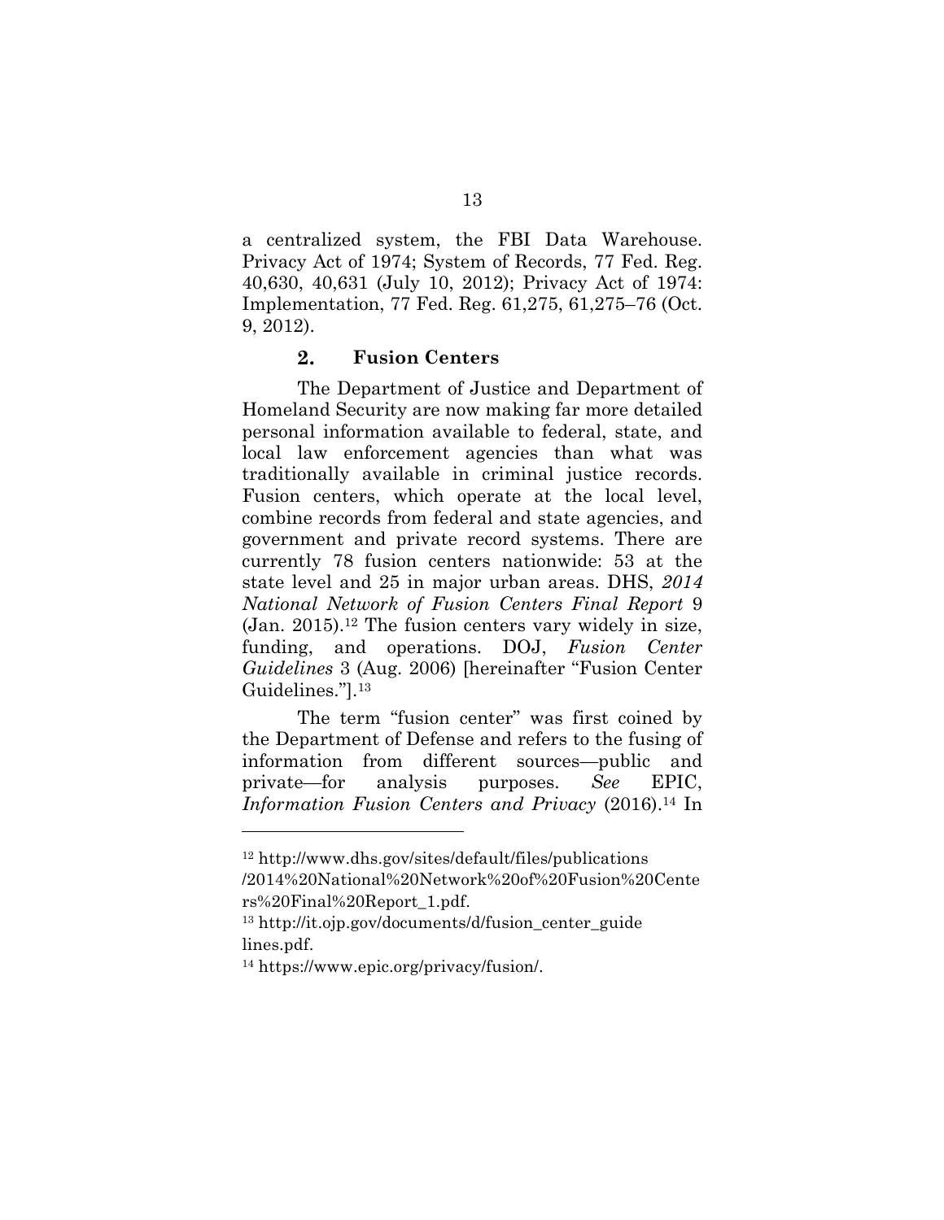a centralized system, the FBI Data Warehouse. Privacy Act of 1974; System of Records, 77 Fed. Reg. 40,630, 40,631 (July 10, 2012); Privacy Act of 1974: Implementation, 77 Fed. Reg. 61,275, 61,275–76 (Oct. 9, 2012).

### 2. Fusion Centers

The Department of Justice and Department of Homeland Security are now making far more detailed personal information available to federal, state, and local law enforcement agencies than what was traditionally available in criminal justice records. Fusion centers, which operate at the local level, combine records from federal and state agencies, and government and private record systems. There are currently 78 fusion centers nationwide: 53 at the state level and 25 in major urban areas. DHS, *2014 National Network of Fusion Centers Final Report* 9 (Jan. 2015).[12] The fusion centers vary widely in size, funding, and operations. DOJ, *Fusion Center Guidelines* 3 (Aug. 2006) [hereinafter "Fusion Center Guidelines."].[13]

The term "fusion center" was first coined by the Department of Defense and refers to the fusing of information from different sources—public and private—for analysis purposes. *See* EPIC, *Information Fusion Centers and Privacy* (2016).[14] In

---

[12] http://www.dhs.gov/sites/default/files/publications/2014%20National%20Network%20of%20Fusion%20Centers%20Final%20Report_1.pdf.

[13] http://it.ojp.gov/documents/d/fusion_center_guidelines.pdf.

[14] https://www.epic.org/privacy/fusion/.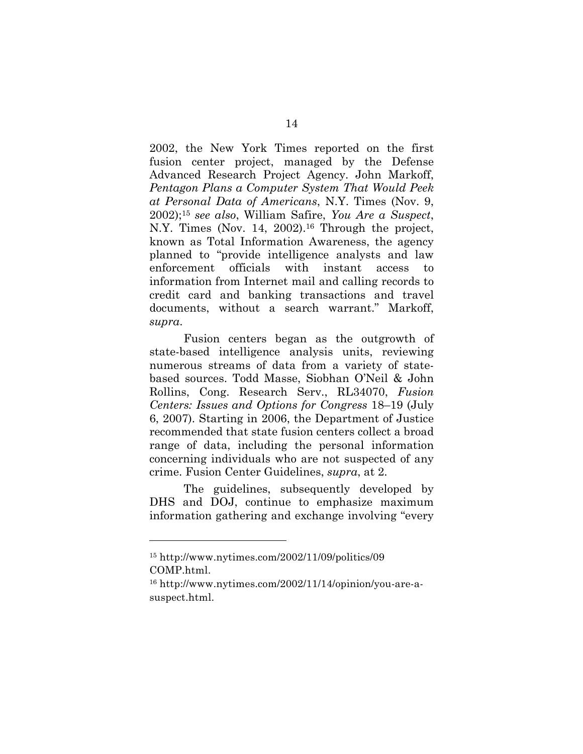2002, the New York Times reported on the first fusion center project, managed by the Defense Advanced Research Project Agency. John Markoff, *Pentagon Plans a Computer System That Would Peek at Personal Data of Americans*, N.Y. Times (Nov. 9, 2002);[15] *see also*, William Safire, *You Are a Suspect*, N.Y. Times (Nov. 14, 2002).[16] Through the project, known as Total Information Awareness, the agency planned to "provide intelligence analysts and law enforcement officials with instant access to information from Internet mail and calling records to credit card and banking transactions and travel documents, without a search warrant." Markoff, *supra*.

Fusion centers began as the outgrowth of state-based intelligence analysis units, reviewing numerous streams of data from a variety of state-based sources. Todd Masse, Siobhan O'Neil & John Rollins, Cong. Research Serv., RL34070, *Fusion Centers: Issues and Options for Congress* 18–19 (July 6, 2007). Starting in 2006, the Department of Justice recommended that state fusion centers collect a broad range of data, including the personal information concerning individuals who are not suspected of any crime. Fusion Center Guidelines, *supra*, at 2.

The guidelines, subsequently developed by DHS and DOJ, continue to emphasize maximum information gathering and exchange involving "every

---

[15] http://www.nytimes.com/2002/11/09/politics/09COMP.html.

[16] http://www.nytimes.com/2002/11/14/opinion/you-are-a-suspect.html.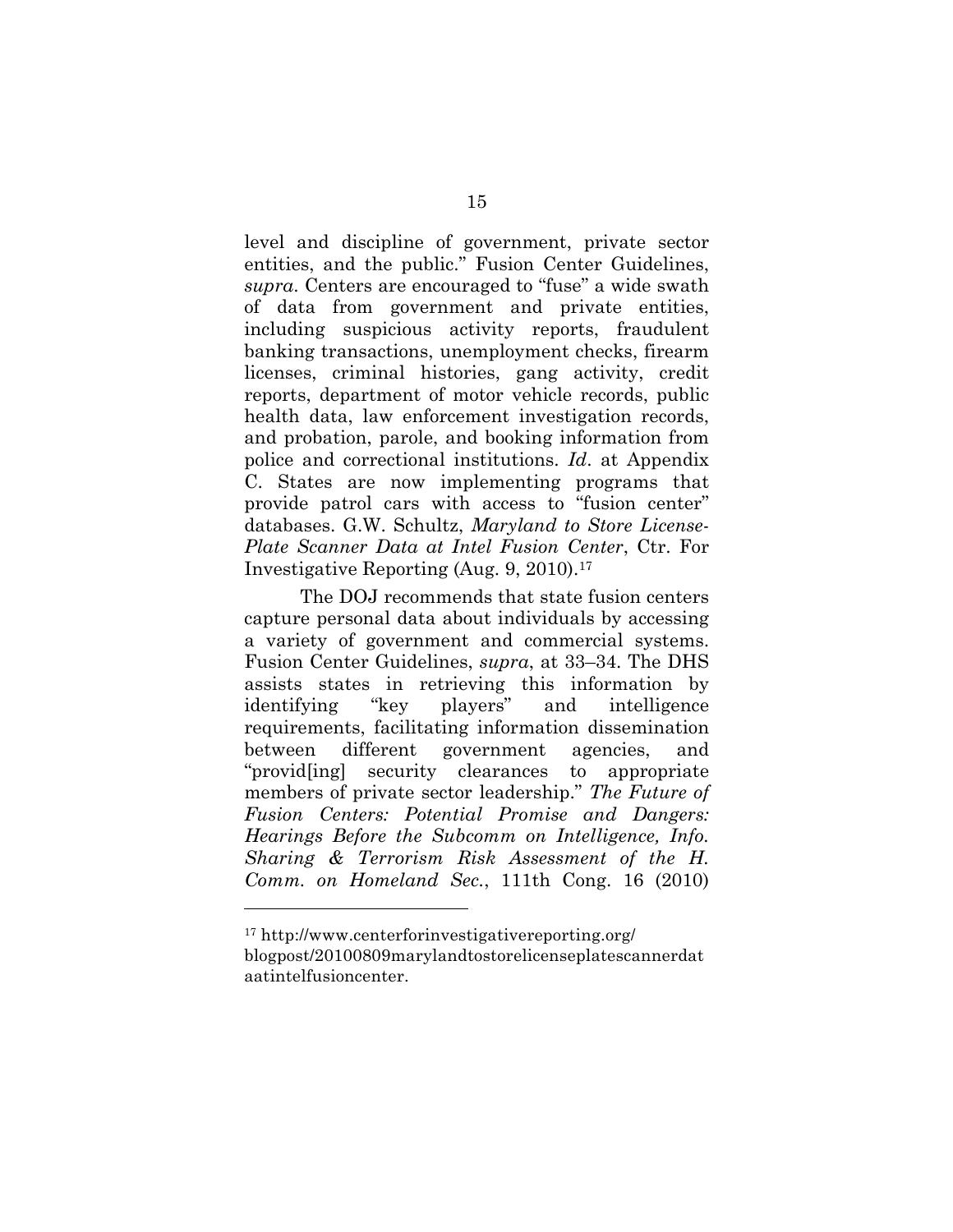level and discipline of government, private sector entities, and the public." Fusion Center Guidelines, *supra*. Centers are encouraged to "fuse" a wide swath of data from government and private entities, including suspicious activity reports, fraudulent banking transactions, unemployment checks, firearm licenses, criminal histories, gang activity, credit reports, department of motor vehicle records, public health data, law enforcement investigation records, and probation, parole, and booking information from police and correctional institutions. *Id*. at Appendix C. States are now implementing programs that provide patrol cars with access to "fusion center" databases. G.W. Schultz, *Maryland to Store License-Plate Scanner Data at Intel Fusion Center*, Ctr. For Investigative Reporting (Aug. 9, 2010).[17]

The DOJ recommends that state fusion centers capture personal data about individuals by accessing a variety of government and commercial systems. Fusion Center Guidelines, *supra*, at 33–34. The DHS assists states in retrieving this information by identifying "key players" and intelligence requirements, facilitating information dissemination between different government agencies, and "provid[ing] security clearances to appropriate members of private sector leadership." *The Future of Fusion Centers: Potential Promise and Dangers: Hearings Before the Subcomm on Intelligence, Info. Sharing & Terrorism Risk Assessment of the H. Comm. on Homeland Sec.*, 111th Cong. 16 (2010)

---

[17] http://www.centerforinvestigativereporting.org/blogpost/20100809marylandtostorelicenseplatescannerdataatintelfusioncenter.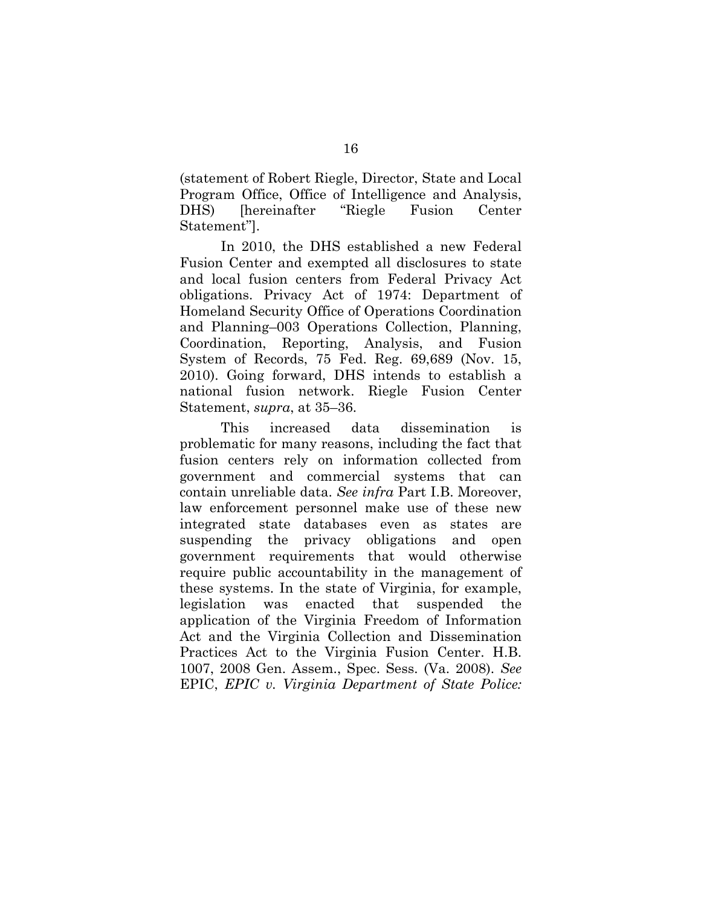(statement of Robert Riegle, Director, State and Local Program Office, Office of Intelligence and Analysis, DHS) [hereinafter "Riegle Fusion Center Statement"].

In 2010, the DHS established a new Federal Fusion Center and exempted all disclosures to state and local fusion centers from Federal Privacy Act obligations. Privacy Act of 1974: Department of Homeland Security Office of Operations Coordination and Planning–003 Operations Collection, Planning, Coordination, Reporting, Analysis, and Fusion System of Records, 75 Fed. Reg. 69,689 (Nov. 15, 2010). Going forward, DHS intends to establish a national fusion network. Riegle Fusion Center Statement, *supra*, at 35–36.

This increased data dissemination is problematic for many reasons, including the fact that fusion centers rely on information collected from government and commercial systems that can contain unreliable data. *See infra* Part I.B. Moreover, law enforcement personnel make use of these new integrated state databases even as states are suspending the privacy obligations and open government requirements that would otherwise require public accountability in the management of these systems. In the state of Virginia, for example, legislation was enacted that suspended the application of the Virginia Freedom of Information Act and the Virginia Collection and Dissemination Practices Act to the Virginia Fusion Center. H.B. 1007, 2008 Gen. Assem., Spec. Sess. (Va. 2008). *See* EPIC, *EPIC v. Virginia Department of State Police:*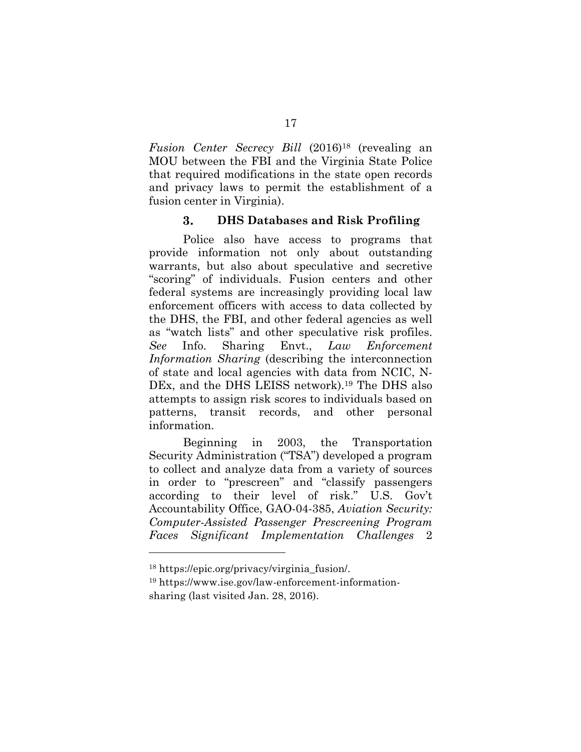*Fusion Center Secrecy Bill* (2016)[18] (revealing an MOU between the FBI and the Virginia State Police that required modifications in the state open records and privacy laws to permit the establishment of a fusion center in Virginia).

### 3. DHS Databases and Risk Profiling

Police also have access to programs that provide information not only about outstanding warrants, but also about speculative and secretive "scoring" of individuals. Fusion centers and other federal systems are increasingly providing local law enforcement officers with access to data collected by the DHS, the FBI, and other federal agencies as well as "watch lists" and other speculative risk profiles. *See* Info. Sharing Envt., *Law Enforcement Information Sharing* (describing the interconnection of state and local agencies with data from NCIC, N-DEx, and the DHS LEISS network).[19] The DHS also attempts to assign risk scores to individuals based on patterns, transit records, and other personal information.

Beginning in 2003, the Transportation Security Administration ("TSA") developed a program to collect and analyze data from a variety of sources in order to "prescreen" and "classify passengers according to their level of risk." U.S. Gov't Accountability Office, GAO-04-385, *Aviation Security: Computer-Assisted Passenger Prescreening Program Faces Significant Implementation Challenges* 2

---

[18] https://epic.org/privacy/virginia_fusion/.

[19] https://www.ise.gov/law-enforcement-information-sharing (last visited Jan. 28, 2016).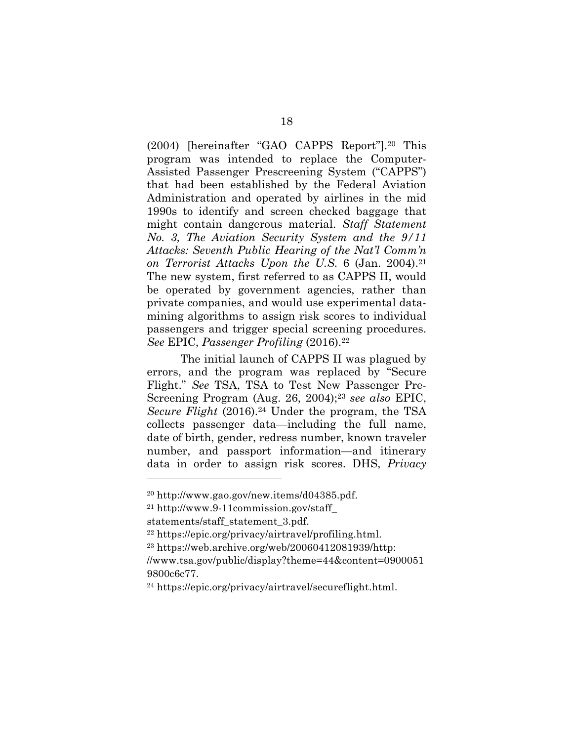(2004) [hereinafter "GAO CAPPS Report"].[20] This program was intended to replace the Computer-Assisted Passenger Prescreening System ("CAPPS") that had been established by the Federal Aviation Administration and operated by airlines in the mid 1990s to identify and screen checked baggage that might contain dangerous material. *Staff Statement No. 3, The Aviation Security System and the 9/11 Attacks: Seventh Public Hearing of the Nat'l Comm'n on Terrorist Attacks Upon the U.S.* 6 (Jan. 2004).[21] The new system, first referred to as CAPPS II, would be operated by government agencies, rather than private companies, and would use experimental data-mining algorithms to assign risk scores to individual passengers and trigger special screening procedures. *See* EPIC, *Passenger Profiling* (2016).[22]

The initial launch of CAPPS II was plagued by errors, and the program was replaced by "Secure Flight." *See* TSA, TSA to Test New Passenger Pre-Screening Program (Aug. 26, 2004);[23] *see also* EPIC, *Secure Flight* (2016).[24] Under the program, the TSA collects passenger data—including the full name, date of birth, gender, redress number, known traveler number, and passport information—and itinerary data in order to assign risk scores. DHS, *Privacy*

---

[20] http://www.gao.gov/new.items/d04385.pdf.

[21] http://www.9-11commission.gov/staff_statements/staff_statement_3.pdf.

[22] https://epic.org/privacy/airtravel/profiling.html.

[23] https://web.archive.org/web/20060412081939/http://www.tsa.gov/public/display?theme=44&content=09000519800c6c77.

[24] https://epic.org/privacy/airtravel/secureflight.html.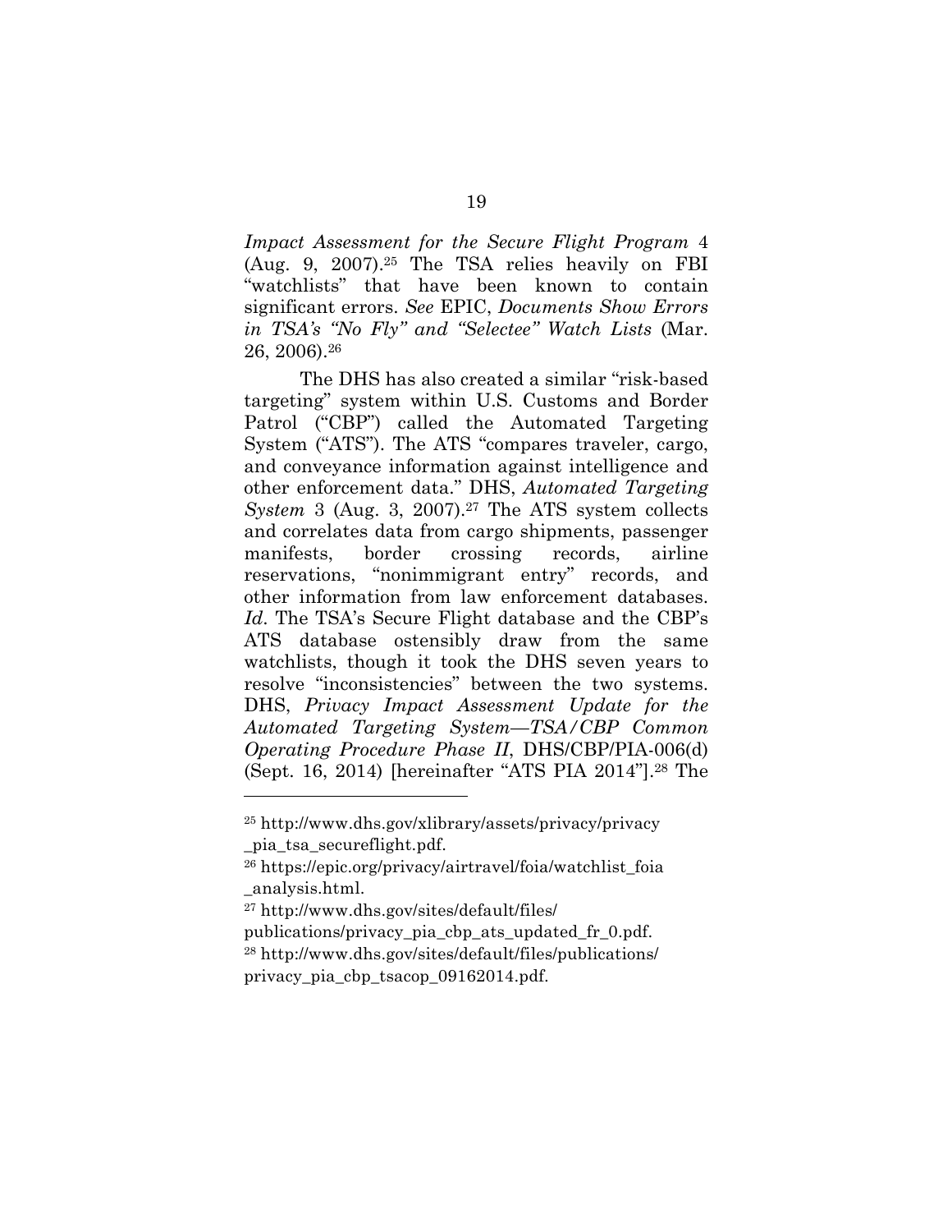*Impact Assessment for the Secure Flight Program* 4 (Aug. 9, 2007).[25] The TSA relies heavily on FBI "watchlists" that have been known to contain significant errors. *See* EPIC, *Documents Show Errors in TSA's "No Fly" and "Selectee" Watch Lists* (Mar. 26, 2006).[26]

The DHS has also created a similar "risk-based targeting" system within U.S. Customs and Border Patrol ("CBP") called the Automated Targeting System ("ATS"). The ATS "compares traveler, cargo, and conveyance information against intelligence and other enforcement data." DHS, *Automated Targeting System* 3 (Aug. 3, 2007).[27] The ATS system collects and correlates data from cargo shipments, passenger manifests, border crossing records, airline reservations, "nonimmigrant entry" records, and other information from law enforcement databases. *Id*. The TSA's Secure Flight database and the CBP's ATS database ostensibly draw from the same watchlists, though it took the DHS seven years to resolve "inconsistencies" between the two systems. DHS, *Privacy Impact Assessment Update for the Automated Targeting System—TSA/CBP Common Operating Procedure Phase II*, DHS/CBP/PIA-006(d) (Sept. 16, 2014) [hereinafter "ATS PIA 2014"].[28] The

---

[25] http://www.dhs.gov/xlibrary/assets/privacy/privacy_pia_tsa_secureflight.pdf.

[26] https://epic.org/privacy/airtravel/foia/watchlist_foia_analysis.html.

[27] http://www.dhs.gov/sites/default/files/publications/privacy_pia_cbp_ats_updated_fr_0.pdf.

[28] http://www.dhs.gov/sites/default/files/publications/privacy_pia_cbp_tsacop_09162014.pdf.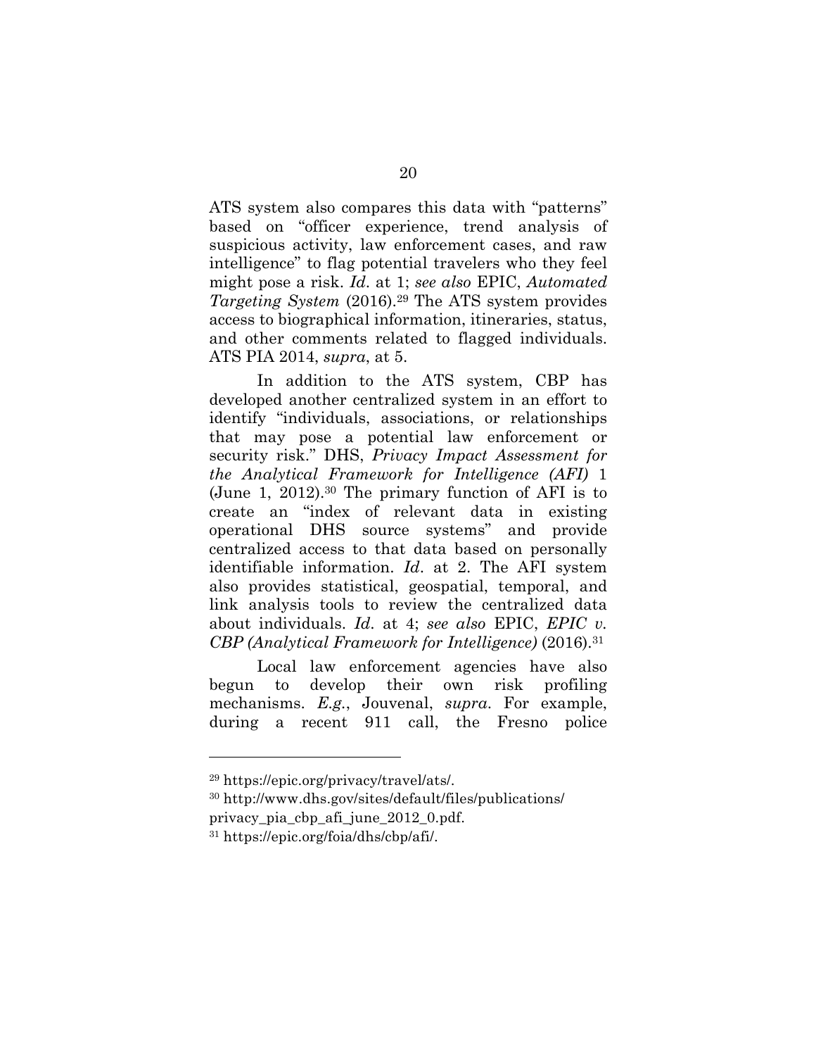ATS system also compares this data with "patterns" based on "officer experience, trend analysis of suspicious activity, law enforcement cases, and raw intelligence" to flag potential travelers who they feel might pose a risk. *Id*. at 1; *see also* EPIC, *Automated Targeting System* (2016).[29] The ATS system provides access to biographical information, itineraries, status, and other comments related to flagged individuals. ATS PIA 2014, *supra*, at 5.

In addition to the ATS system, CBP has developed another centralized system in an effort to identify "individuals, associations, or relationships that may pose a potential law enforcement or security risk." DHS, *Privacy Impact Assessment for the Analytical Framework for Intelligence (AFI)* 1 (June 1, 2012).[30] The primary function of AFI is to create an "index of relevant data in existing operational DHS source systems" and provide centralized access to that data based on personally identifiable information. *Id*. at 2. The AFI system also provides statistical, geospatial, temporal, and link analysis tools to review the centralized data about individuals. *Id*. at 4; *see also* EPIC, *EPIC v. CBP (Analytical Framework for Intelligence)* (2016).[31]

Local law enforcement agencies have also begun to develop their own risk profiling mechanisms. *E.g.*, Jouvenal, *supra*. For example, during a recent 911 call, the Fresno police

---

[29] https://epic.org/privacy/travel/ats/.

[30] http://www.dhs.gov/sites/default/files/publications/privacy_pia_cbp_afi_june_2012_0.pdf.

[31] https://epic.org/foia/dhs/cbp/afi/.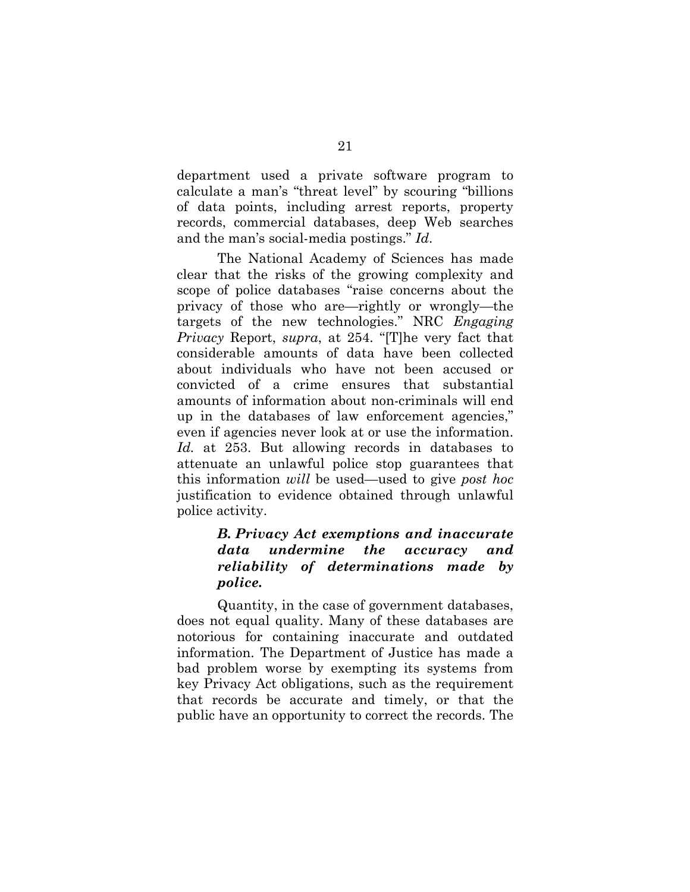department used a private software program to calculate a man's "threat level" by scouring "billions of data points, including arrest reports, property records, commercial databases, deep Web searches and the man's social-media postings." *Id.*

The National Academy of Sciences has made clear that the risks of the growing complexity and scope of police databases "raise concerns about the privacy of those who are—rightly or wrongly—the targets of the new technologies." NRC *Engaging Privacy* Report, *supra*, at 254. "[T]he very fact that considerable amounts of data have been collected about individuals who have not been accused or convicted of a crime ensures that substantial amounts of information about non-criminals will end up in the databases of law enforcement agencies," even if agencies never look at or use the information. *Id.* at 253. But allowing records in databases to attenuate an unlawful police stop guarantees that this information *will* be used—used to give *post hoc* justification to evidence obtained through unlawful police activity.

### *B. Privacy Act exemptions and inaccurate data undermine the accuracy and reliability of determinations made by police.*

Quantity, in the case of government databases, does not equal quality. Many of these databases are notorious for containing inaccurate and outdated information. The Department of Justice has made a bad problem worse by exempting its systems from key Privacy Act obligations, such as the requirement that records be accurate and timely, or that the public have an opportunity to correct the records. The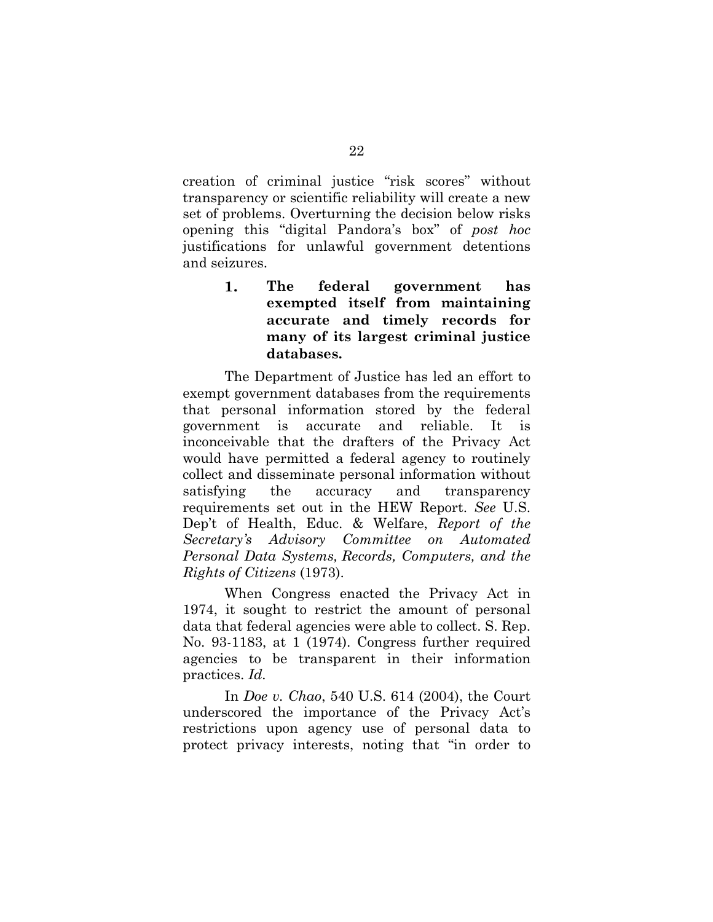creation of criminal justice "risk scores" without transparency or scientific reliability will create a new set of problems. Overturning the decision below risks opening this "digital Pandora's box" of *post hoc* justifications for unlawful government detentions and seizures.

#### 1. The federal government has exempted itself from maintaining accurate and timely records for many of its largest criminal justice databases.

The Department of Justice has led an effort to exempt government databases from the requirements that personal information stored by the federal government is accurate and reliable. It is inconceivable that the drafters of the Privacy Act would have permitted a federal agency to routinely collect and disseminate personal information without satisfying the accuracy and transparency requirements set out in the HEW Report. *See* U.S. Dep't of Health, Educ. & Welfare, *Report of the Secretary's Advisory Committee on Automated Personal Data Systems, Records, Computers, and the Rights of Citizens* (1973).

When Congress enacted the Privacy Act in 1974, it sought to restrict the amount of personal data that federal agencies were able to collect. S. Rep. No. 93-1183, at 1 (1974). Congress further required agencies to be transparent in their information practices. *Id.*

In *Doe v. Chao*, 540 U.S. 614 (2004), the Court underscored the importance of the Privacy Act's restrictions upon agency use of personal data to protect privacy interests, noting that "in order to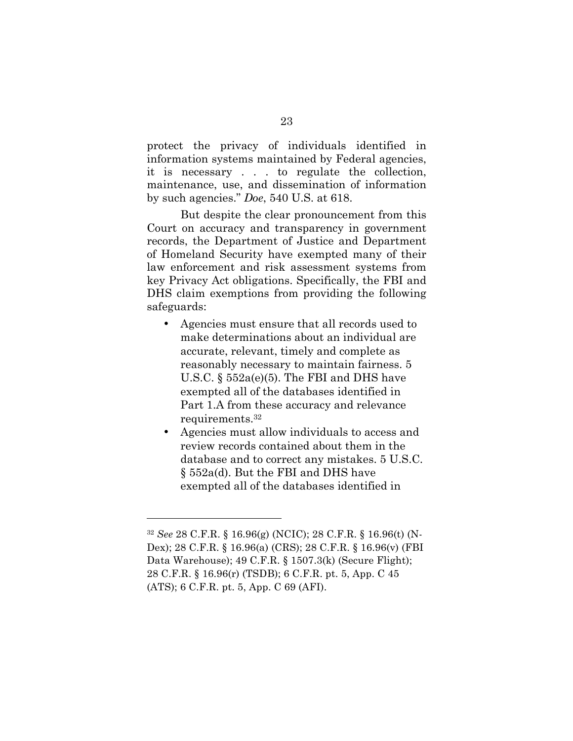protect the privacy of individuals identified in information systems maintained by Federal agencies, it is necessary . . . to regulate the collection, maintenance, use, and dissemination of information by such agencies." *Doe*, 540 U.S. at 618.

But despite the clear pronouncement from this Court on accuracy and transparency in government records, the Department of Justice and Department of Homeland Security have exempted many of their law enforcement and risk assessment systems from key Privacy Act obligations. Specifically, the FBI and DHS claim exemptions from providing the following safeguards:

- Agencies must ensure that all records used to make determinations about an individual are accurate, relevant, timely and complete as reasonably necessary to maintain fairness. 5 U.S.C. § 552a(e)(5). The FBI and DHS have exempted all of the databases identified in Part 1.A from these accuracy and relevance requirements.[32]
- Agencies must allow individuals to access and review records contained about them in the database and to correct any mistakes. 5 U.S.C. § 552a(d). But the FBI and DHS have exempted all of the databases identified in

---

[32] *See* 28 C.F.R. § 16.96(g) (NCIC); 28 C.F.R. § 16.96(t) (N-Dex); 28 C.F.R. § 16.96(a) (CRS); 28 C.F.R. § 16.96(v) (FBI Data Warehouse); 49 C.F.R. § 1507.3(k) (Secure Flight); 28 C.F.R. § 16.96(r) (TSDB); 6 C.F.R. pt. 5, App. C 45 (ATS); 6 C.F.R. pt. 5, App. C 69 (AFI).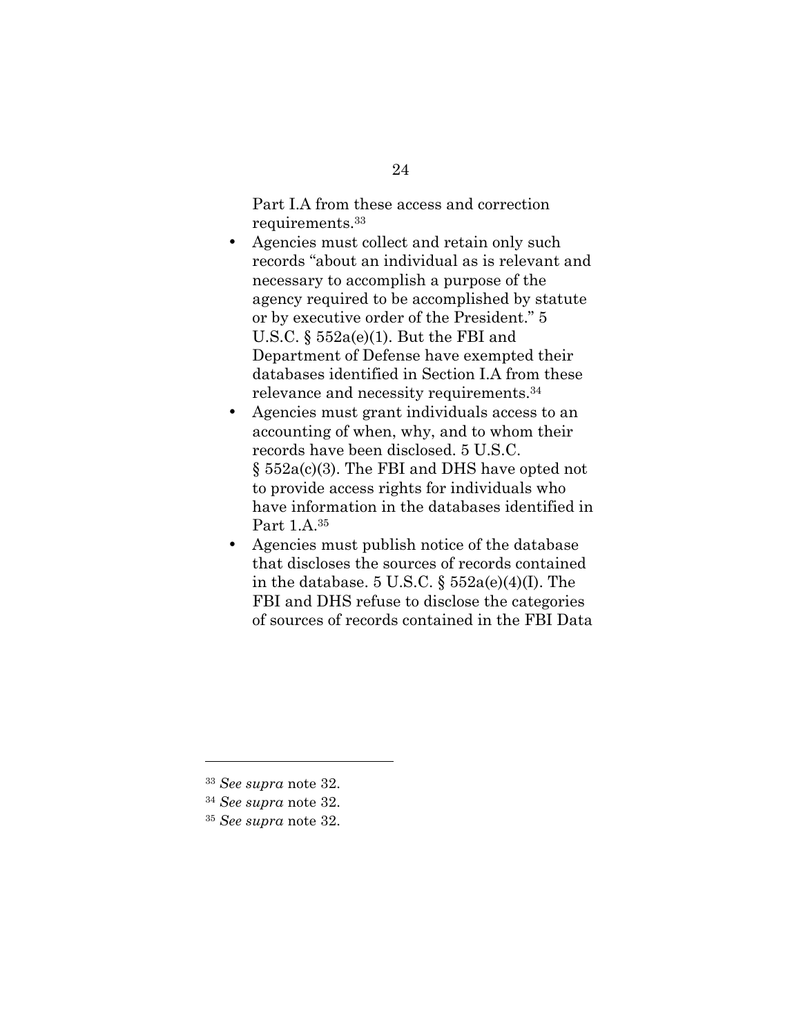Part I.A from these access and correction requirements.[33]

- Agencies must collect and retain only such records "about an individual as is relevant and necessary to accomplish a purpose of the agency required to be accomplished by statute or by executive order of the President." 5 U.S.C. § 552a(e)(1). But the FBI and Department of Defense have exempted their databases identified in Section I.A from these relevance and necessity requirements.[34]
- Agencies must grant individuals access to an accounting of when, why, and to whom their records have been disclosed. 5 U.S.C. § 552a(c)(3). The FBI and DHS have opted not to provide access rights for individuals who have information in the databases identified in Part 1.A.[35]
- Agencies must publish notice of the database that discloses the sources of records contained in the database. 5 U.S.C. § 552a(e)(4)(I). The FBI and DHS refuse to disclose the categories of sources of records contained in the FBI Data

---

[33] *See supra* note 32.

[34] *See supra* note 32.

[35] *See supra* note 32.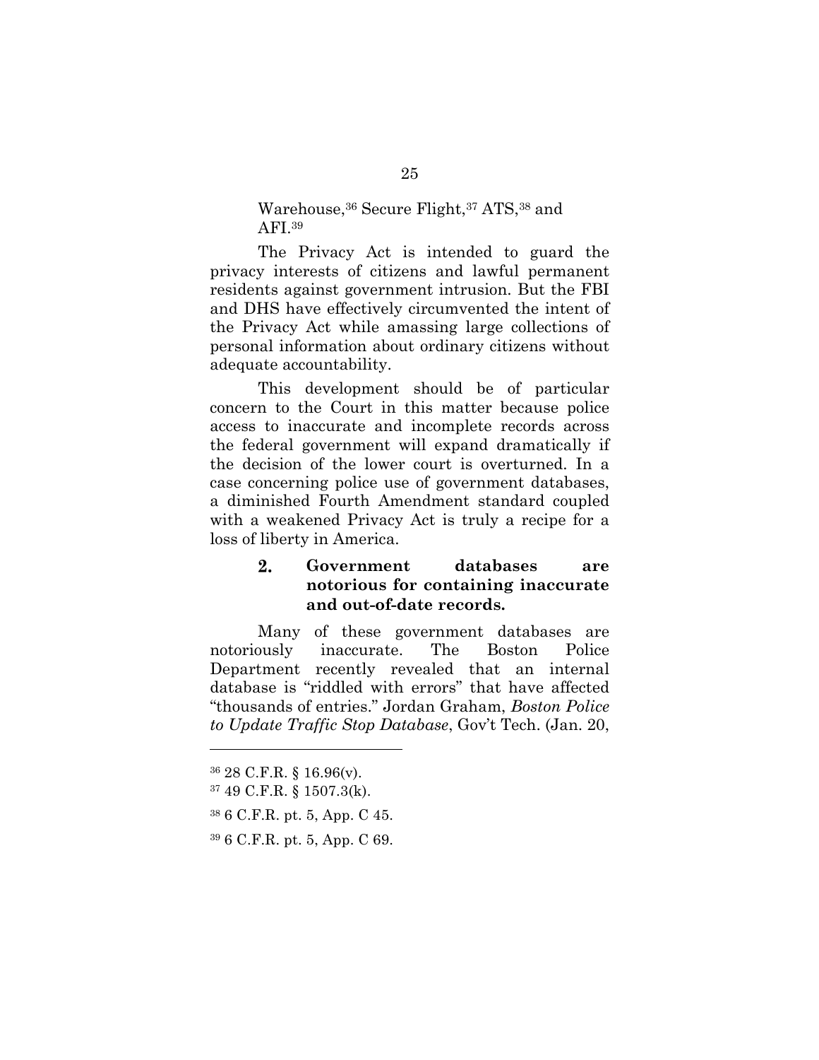Warehouse,[36] Secure Flight,[37] ATS,[38] and AFI.[39]

The Privacy Act is intended to guard the privacy interests of citizens and lawful permanent residents against government intrusion. But the FBI and DHS have effectively circumvented the intent of the Privacy Act while amassing large collections of personal information about ordinary citizens without adequate accountability.

This development should be of particular concern to the Court in this matter because police access to inaccurate and incomplete records across the federal government will expand dramatically if the decision of the lower court is overturned. In a case concerning police use of government databases, a diminished Fourth Amendment standard coupled with a weakened Privacy Act is truly a recipe for a loss of liberty in America.

**2. Government databases are notorious for containing inaccurate and out-of-date records.**

Many of these government databases are notoriously inaccurate. The Boston Police Department recently revealed that an internal database is "riddled with errors" that have affected "thousands of entries." Jordan Graham, *Boston Police to Update Traffic Stop Database*, Gov't Tech. (Jan. 20,

---

[36] 28 C.F.R. § 16.96(v).

[37] 49 C.F.R. § 1507.3(k).

[38] 6 C.F.R. pt. 5, App. C 45.

[39] 6 C.F.R. pt. 5, App. C 69.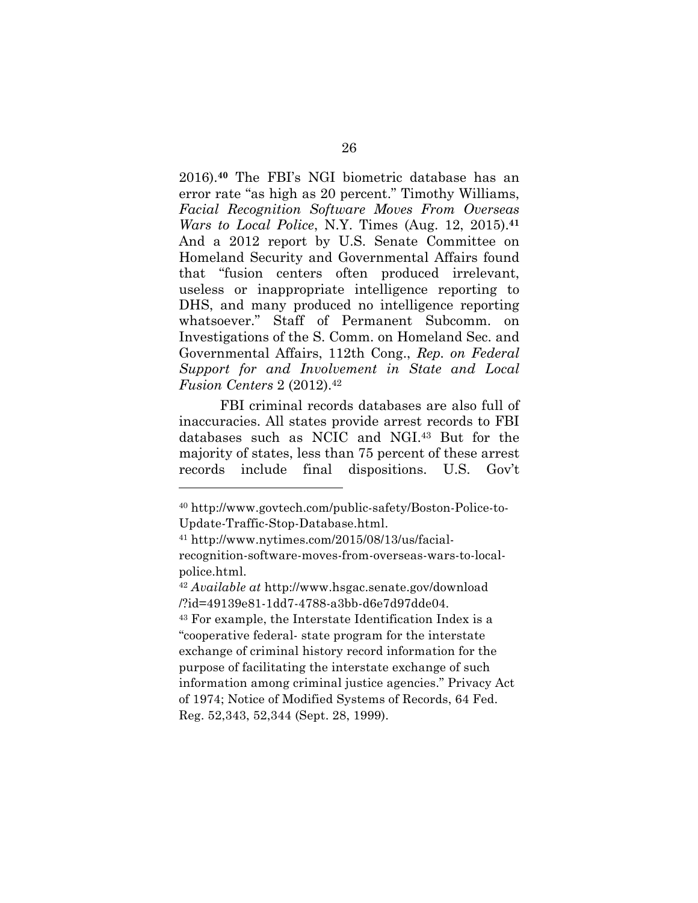2016).[40] The FBI's NGI biometric database has an error rate "as high as 20 percent." Timothy Williams, *Facial Recognition Software Moves From Overseas Wars to Local Police*, N.Y. Times (Aug. 12, 2015).[41] And a 2012 report by U.S. Senate Committee on Homeland Security and Governmental Affairs found that "fusion centers often produced irrelevant, useless or inappropriate intelligence reporting to DHS, and many produced no intelligence reporting whatsoever." Staff of Permanent Subcomm. on Investigations of the S. Comm. on Homeland Sec. and Governmental Affairs, 112th Cong., *Rep. on Federal Support for and Involvement in State and Local Fusion Centers* 2 (2012).[42]

FBI criminal records databases are also full of inaccuracies. All states provide arrest records to FBI databases such as NCIC and NGI.[43] But for the majority of states, less than 75 percent of these arrest records include final dispositions. U.S. Gov't

---

[40] http://www.govtech.com/public-safety/Boston-Police-to-Update-Traffic-Stop-Database.html.

[41] http://www.nytimes.com/2015/08/13/us/facial-recognition-software-moves-from-overseas-wars-to-local-police.html.

[42] *Available at* http://www.hsgac.senate.gov/download/?id=49139e81-1dd7-4788-a3bb-d6e7d97dde04.

[43] For example, the Interstate Identification Index is a "cooperative federal- state program for the interstate exchange of criminal history record information for the purpose of facilitating the interstate exchange of such information among criminal justice agencies." Privacy Act of 1974; Notice of Modified Systems of Records, 64 Fed. Reg. 52,343, 52,344 (Sept. 28, 1999).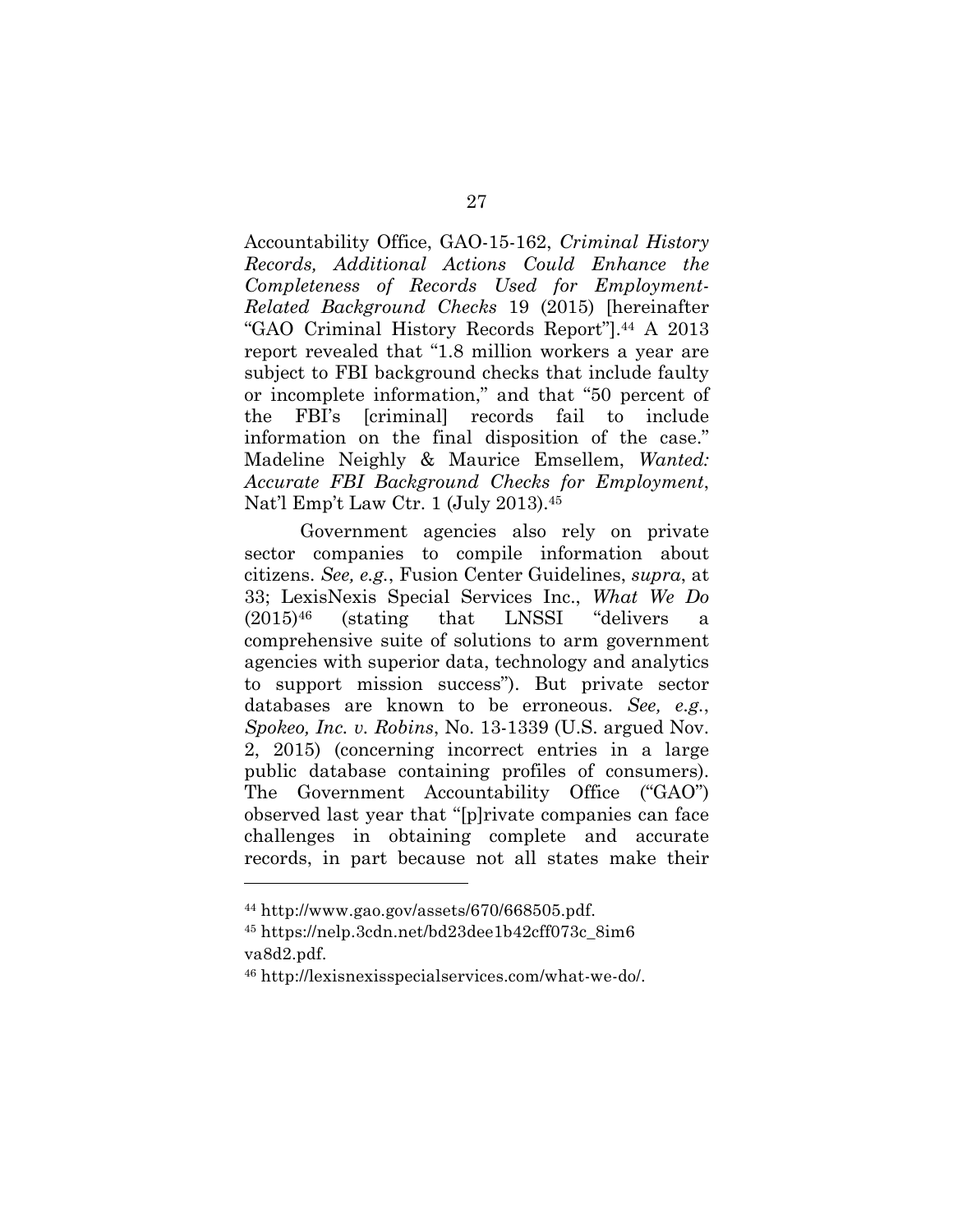Accountability Office, GAO-15-162, *Criminal History Records, Additional Actions Could Enhance the Completeness of Records Used for Employment-Related Background Checks* 19 (2015) [hereinafter "GAO Criminal History Records Report"].[44] A 2013 report revealed that "1.8 million workers a year are subject to FBI background checks that include faulty or incomplete information," and that "50 percent of the FBI's [criminal] records fail to include information on the final disposition of the case." Madeline Neighly & Maurice Emsellem, *Wanted: Accurate FBI Background Checks for Employment*, Nat'l Emp't Law Ctr. 1 (July 2013).[45]

Government agencies also rely on private sector companies to compile information about citizens. *See, e.g.*, Fusion Center Guidelines, *supra*, at 33; LexisNexis Special Services Inc., *What We Do* (2015)[46] (stating that LNSSI "delivers a comprehensive suite of solutions to arm government agencies with superior data, technology and analytics to support mission success"). But private sector databases are known to be erroneous. *See, e.g.*, *Spokeo, Inc. v. Robins*, No. 13-1339 (U.S. argued Nov. 2, 2015) (concerning incorrect entries in a large public database containing profiles of consumers). The Government Accountability Office ("GAO") observed last year that "[p]rivate companies can face challenges in obtaining complete and accurate records, in part because not all states make their

---

[44] http://www.gao.gov/assets/670/668505.pdf.

[45] https://nelp.3cdn.net/bd23dee1b42cff073c_8im6va8d2.pdf.

[46] http://lexisnexisspecialservices.com/what-we-do/.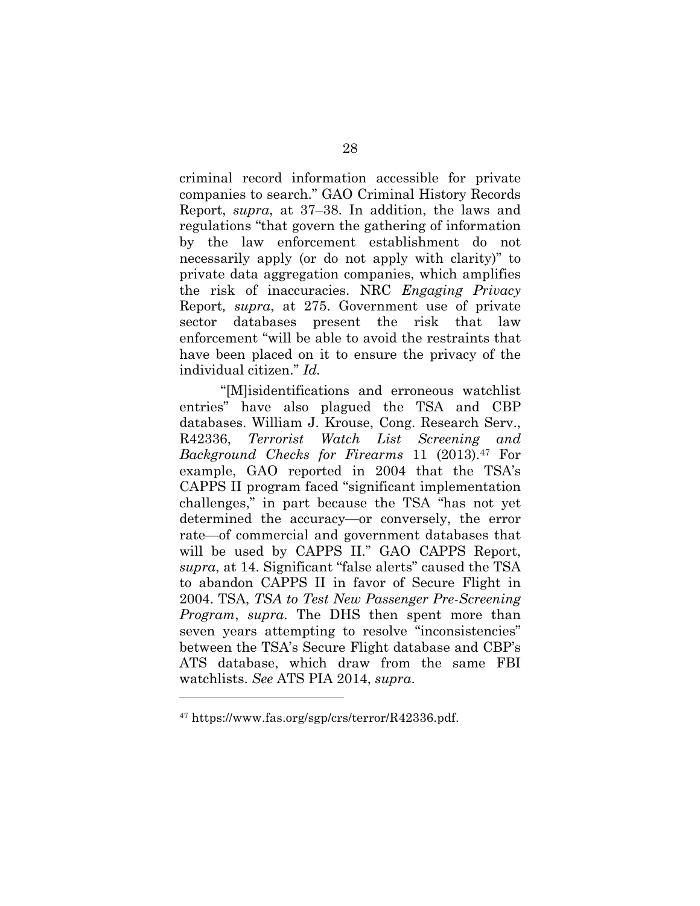criminal record information accessible for private companies to search." GAO Criminal History Records Report, *supra*, at 37–38. In addition, the laws and regulations "that govern the gathering of information by the law enforcement establishment do not necessarily apply (or do not apply with clarity)" to private data aggregation companies, which amplifies the risk of inaccuracies. NRC *Engaging Privacy* Report*, supra*, at 275. Government use of private sector databases present the risk that law enforcement "will be able to avoid the restraints that have been placed on it to ensure the privacy of the individual citizen." *Id.*

"[M]isidentifications and erroneous watchlist entries" have also plagued the TSA and CBP databases. William J. Krouse, Cong. Research Serv., R42336, *Terrorist Watch List Screening and Background Checks for Firearms* 11 (2013).[47] For example, GAO reported in 2004 that the TSA's CAPPS II program faced "significant implementation challenges," in part because the TSA "has not yet determined the accuracy—or conversely, the error rate—of commercial and government databases that will be used by CAPPS II." GAO CAPPS Report, *supra*, at 14. Significant "false alerts" caused the TSA to abandon CAPPS II in favor of Secure Flight in 2004. TSA, *TSA to Test New Passenger Pre-Screening Program*, *supra*. The DHS then spent more than seven years attempting to resolve "inconsistencies" between the TSA's Secure Flight database and CBP's ATS database, which draw from the same FBI watchlists. *See* ATS PIA 2014, *supra*.

---

[47] https://www.fas.org/sgp/crs/terror/R42336.pdf.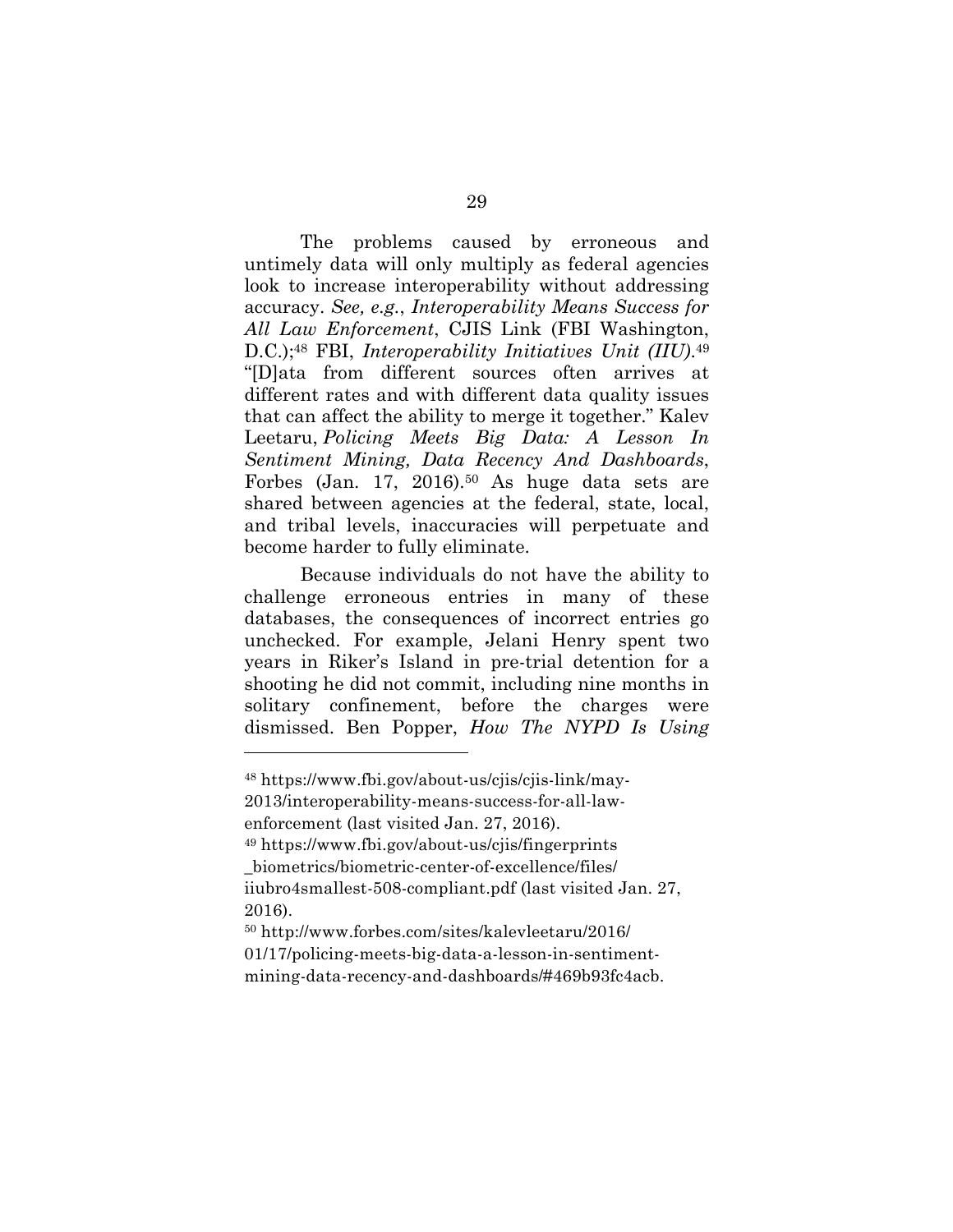The problems caused by erroneous and untimely data will only multiply as federal agencies look to increase interoperability without addressing accuracy. *See, e.g.*, *Interoperability Means Success for All Law Enforcement*, CJIS Link (FBI Washington, D.C.);[48] FBI, *Interoperability Initiatives Unit (IIU)*.[49] "[D]ata from different sources often arrives at different rates and with different data quality issues that can affect the ability to merge it together." Kalev Leetaru, *Policing Meets Big Data: A Lesson In Sentiment Mining, Data Recency And Dashboards*, Forbes (Jan. 17, 2016).[50] As huge data sets are shared between agencies at the federal, state, local, and tribal levels, inaccuracies will perpetuate and become harder to fully eliminate.

Because individuals do not have the ability to challenge erroneous entries in many of these databases, the consequences of incorrect entries go unchecked. For example, Jelani Henry spent two years in Riker's Island in pre-trial detention for a shooting he did not commit, including nine months in solitary confinement, before the charges were dismissed. Ben Popper, *How The NYPD Is Using*

---

[48] https://www.fbi.gov/about-us/cjis/cjis-link/may-2013/interoperability-means-success-for-all-law-enforcement (last visited Jan. 27, 2016).

[49] https://www.fbi.gov/about-us/cjis/fingerprints_biometrics/biometric-center-of-excellence/files/iiubro4smallest-508-compliant.pdf (last visited Jan. 27, 2016).

[50] http://www.forbes.com/sites/kalevleetaru/2016/01/17/policing-meets-big-data-a-lesson-in-sentiment-mining-data-recency-and-dashboards/#469b93fc4acb.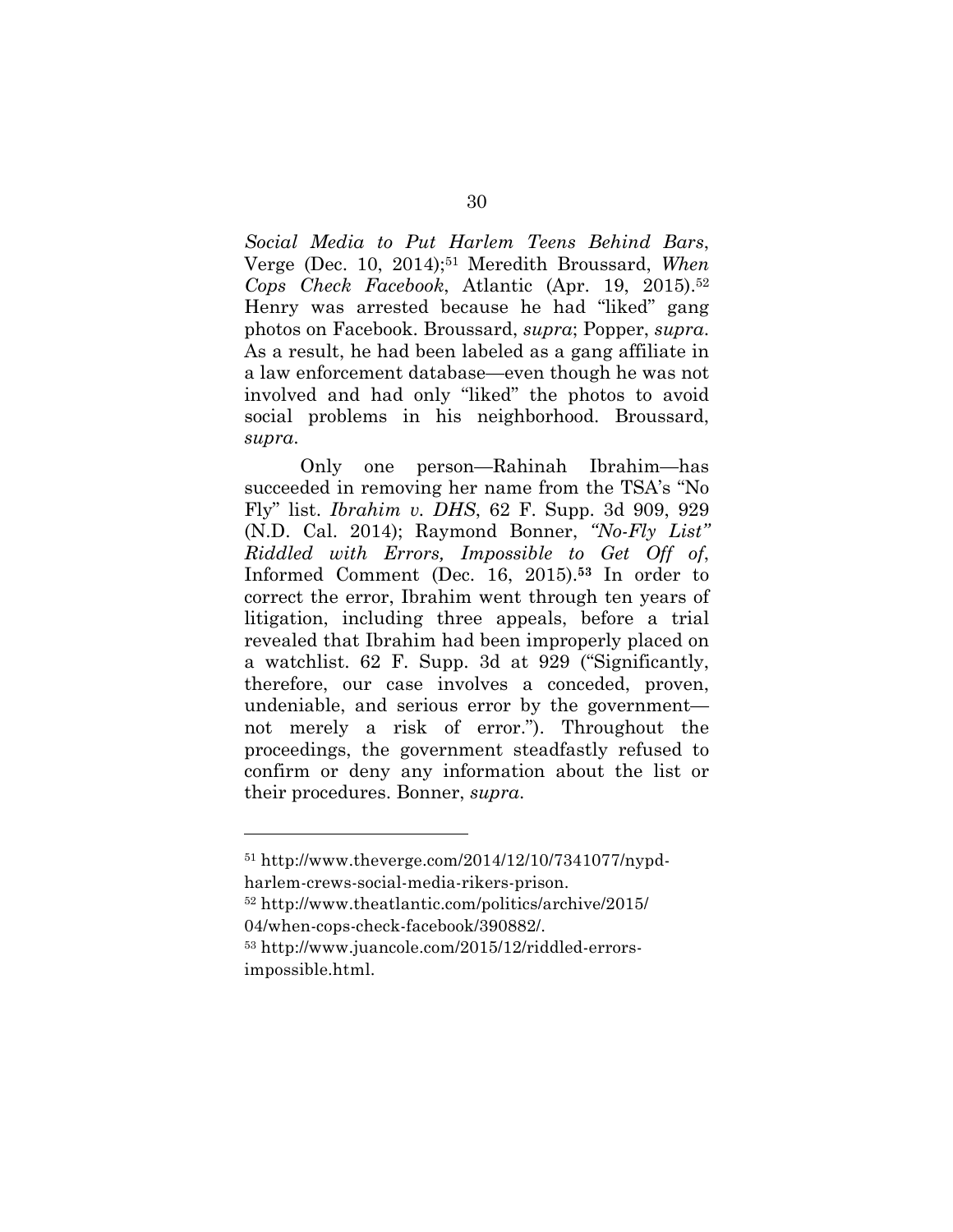*Social Media to Put Harlem Teens Behind Bars*, Verge (Dec. 10, 2014);[51] Meredith Broussard, *When Cops Check Facebook*, Atlantic (Apr. 19, 2015).[52] Henry was arrested because he had "liked" gang photos on Facebook. Broussard, *supra*; Popper, *supra*. As a result, he had been labeled as a gang affiliate in a law enforcement database—even though he was not involved and had only "liked" the photos to avoid social problems in his neighborhood. Broussard, *supra*.

Only one person—Rahinah Ibrahim—has succeeded in removing her name from the TSA's "No Fly" list. *Ibrahim v. DHS*, 62 F. Supp. 3d 909, 929 (N.D. Cal. 2014); Raymond Bonner, *"No-Fly List" Riddled with Errors, Impossible to Get Off of*, Informed Comment (Dec. 16, 2015).[53] In order to correct the error, Ibrahim went through ten years of litigation, including three appeals, before a trial revealed that Ibrahim had been improperly placed on a watchlist. 62 F. Supp. 3d at 929 ("Significantly, therefore, our case involves a conceded, proven, undeniable, and serious error by the government—not merely a risk of error."). Throughout the proceedings, the government steadfastly refused to confirm or deny any information about the list or their procedures. Bonner, *supra*.

---

[51] http://www.theverge.com/2014/12/10/7341077/nypd-harlem-crews-social-media-rikers-prison.

[52] http://www.theatlantic.com/politics/archive/2015/04/when-cops-check-facebook/390882/.

[53] http://www.juancole.com/2015/12/riddled-errors-impossible.html.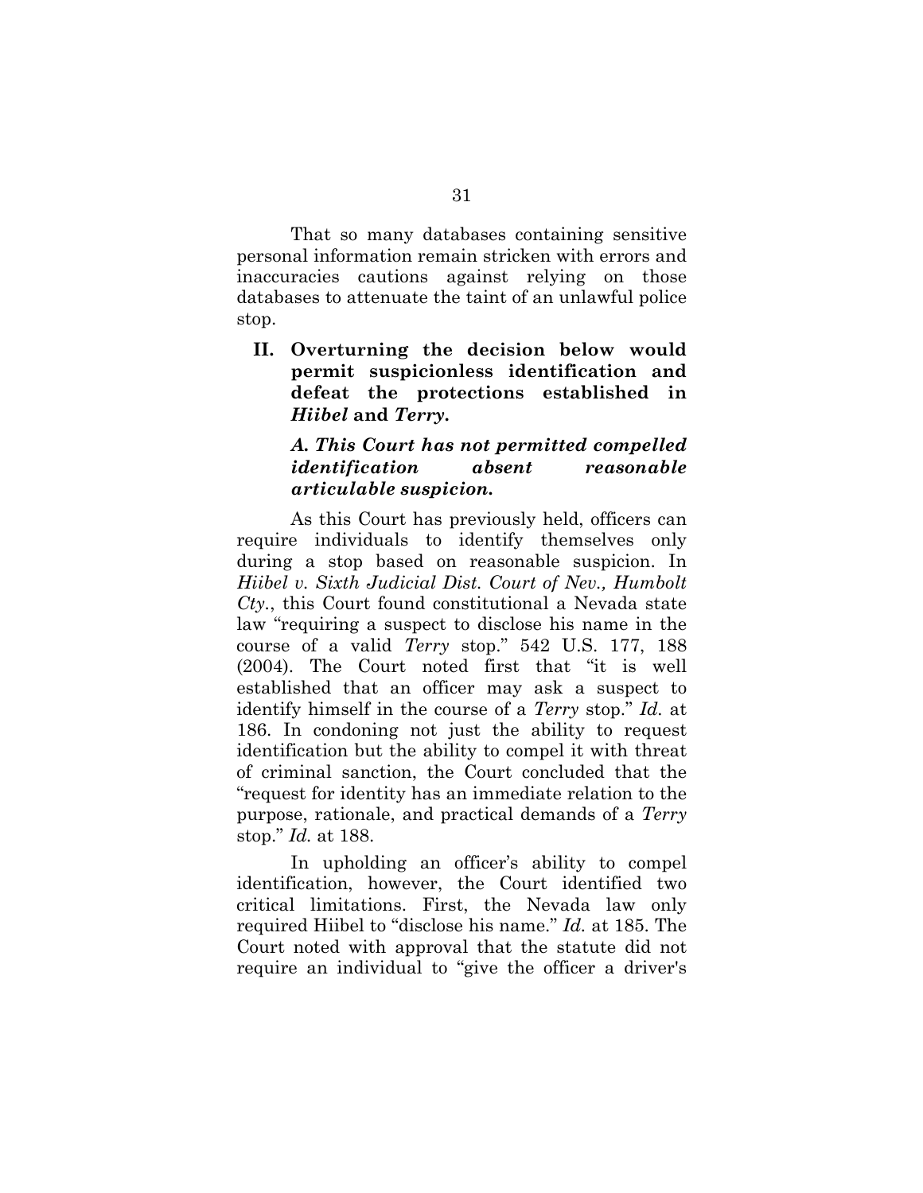That so many databases containing sensitive personal information remain stricken with errors and inaccuracies cautions against relying on those databases to attenuate the taint of an unlawful police stop.

## II. Overturning the decision below would permit suspicionless identification and defeat the protections established in *Hiibel* and *Terry*.

### *A. This Court has not permitted compelled identification absent reasonable articulable suspicion.*

As this Court has previously held, officers can require individuals to identify themselves only during a stop based on reasonable suspicion. In *Hiibel v. Sixth Judicial Dist. Court of Nev., Humbolt Cty.*, this Court found constitutional a Nevada state law "requiring a suspect to disclose his name in the course of a valid *Terry* stop." 542 U.S. 177, 188 (2004). The Court noted first that "it is well established that an officer may ask a suspect to identify himself in the course of a *Terry* stop." *Id.* at 186. In condoning not just the ability to request identification but the ability to compel it with threat of criminal sanction, the Court concluded that the "request for identity has an immediate relation to the purpose, rationale, and practical demands of a *Terry* stop." *Id.* at 188.

In upholding an officer's ability to compel identification, however, the Court identified two critical limitations. First, the Nevada law only required Hiibel to "disclose his name." *Id.* at 185. The Court noted with approval that the statute did not require an individual to "give the officer a driver's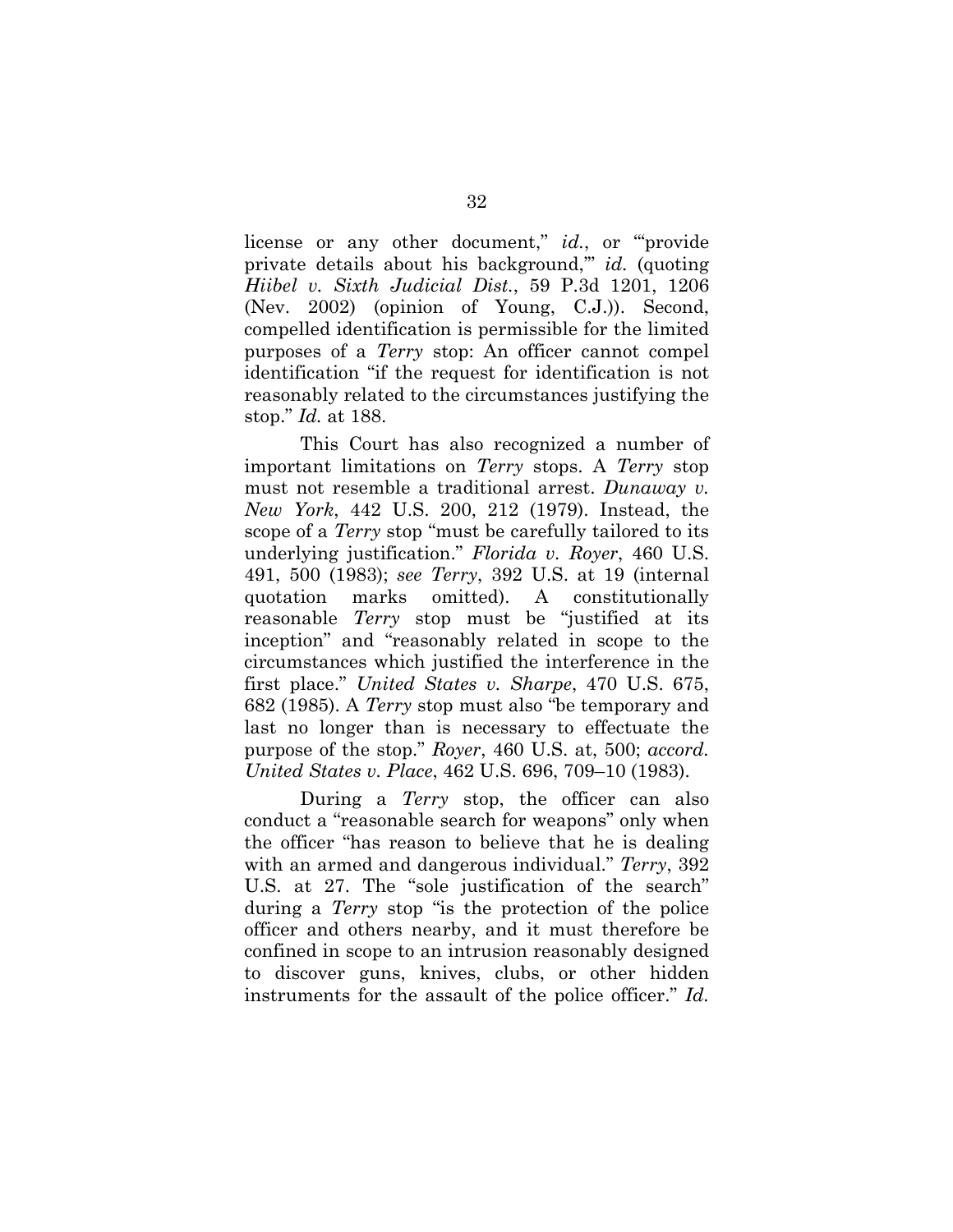license or any other document," *id.*, or "'provide private details about his background,'" *id.* (quoting *Hiibel v. Sixth Judicial Dist.*, 59 P.3d 1201, 1206 (Nev. 2002) (opinion of Young, C.J.)). Second, compelled identification is permissible for the limited purposes of a *Terry* stop: An officer cannot compel identification "if the request for identification is not reasonably related to the circumstances justifying the stop." *Id.* at 188.

This Court has also recognized a number of important limitations on *Terry* stops. A *Terry* stop must not resemble a traditional arrest. *Dunaway v. New York*, 442 U.S. 200, 212 (1979). Instead, the scope of a *Terry* stop "must be carefully tailored to its underlying justification." *Florida v. Royer*, 460 U.S. 491, 500 (1983); *see Terry*, 392 U.S. at 19 (internal quotation marks omitted). A constitutionally reasonable *Terry* stop must be "justified at its inception" and "reasonably related in scope to the circumstances which justified the interference in the first place." *United States v. Sharpe*, 470 U.S. 675, 682 (1985). A *Terry* stop must also "be temporary and last no longer than is necessary to effectuate the purpose of the stop." *Royer*, 460 U.S. at, 500; *accord. United States v. Place*, 462 U.S. 696, 709–10 (1983).

During a *Terry* stop, the officer can also conduct a "reasonable search for weapons" only when the officer "has reason to believe that he is dealing with an armed and dangerous individual." *Terry*, 392 U.S. at 27. The "sole justification of the search" during a *Terry* stop "is the protection of the police officer and others nearby, and it must therefore be confined in scope to an intrusion reasonably designed to discover guns, knives, clubs, or other hidden instruments for the assault of the police officer." *Id.*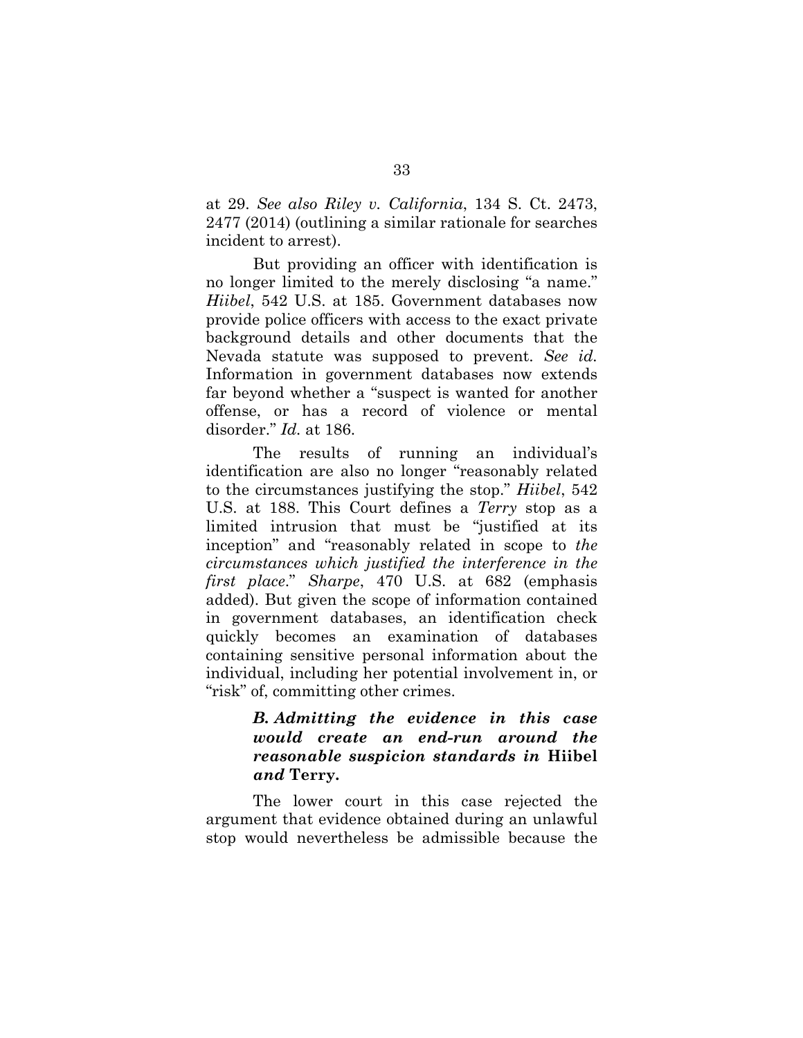at 29. *See also Riley v. California*, 134 S. Ct. 2473, 2477 (2014) (outlining a similar rationale for searches incident to arrest).

But providing an officer with identification is no longer limited to the merely disclosing "a name." *Hiibel*, 542 U.S. at 185. Government databases now provide police officers with access to the exact private background details and other documents that the Nevada statute was supposed to prevent. *See id.* Information in government databases now extends far beyond whether a "suspect is wanted for another offense, or has a record of violence or mental disorder." *Id.* at 186.

The results of running an individual's identification are also no longer "reasonably related to the circumstances justifying the stop." *Hiibel*, 542 U.S. at 188. This Court defines a *Terry* stop as a limited intrusion that must be "justified at its inception" and "reasonably related in scope to *the circumstances which justified the interference in the first place*." *Sharpe*, 470 U.S. at 682 (emphasis added). But given the scope of information contained in government databases, an identification check quickly becomes an examination of databases containing sensitive personal information about the individual, including her potential involvement in, or "risk" of, committing other crimes.

### *B. Admitting the evidence in this case would create an end-run around the reasonable suspicion standards in* Hiibel *and* Terry.

The lower court in this case rejected the argument that evidence obtained during an unlawful stop would nevertheless be admissible because the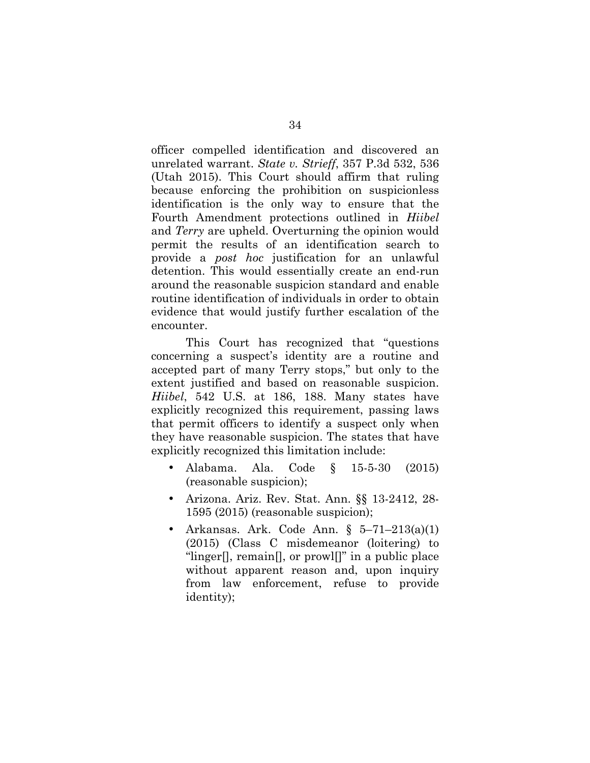officer compelled identification and discovered an unrelated warrant. *State v. Strieff*, 357 P.3d 532, 536 (Utah 2015). This Court should affirm that ruling because enforcing the prohibition on suspicionless identification is the only way to ensure that the Fourth Amendment protections outlined in *Hiibel* and *Terry* are upheld. Overturning the opinion would permit the results of an identification search to provide a *post hoc* justification for an unlawful detention. This would essentially create an end-run around the reasonable suspicion standard and enable routine identification of individuals in order to obtain evidence that would justify further escalation of the encounter.

This Court has recognized that "questions concerning a suspect's identity are a routine and accepted part of many Terry stops," but only to the extent justified and based on reasonable suspicion. *Hiibel*, 542 U.S. at 186, 188. Many states have explicitly recognized this requirement, passing laws that permit officers to identify a suspect only when they have reasonable suspicion. The states that have explicitly recognized this limitation include:

- Alabama. Ala. Code § 15-5-30 (2015) (reasonable suspicion);
- Arizona. Ariz. Rev. Stat. Ann. §§ 13-2412, 28-1595 (2015) (reasonable suspicion);
- Arkansas. Ark. Code Ann. § 5–71–213(a)(1) (2015) (Class C misdemeanor (loitering) to "linger[], remain[], or prowl[]" in a public place without apparent reason and, upon inquiry from law enforcement, refuse to provide identity);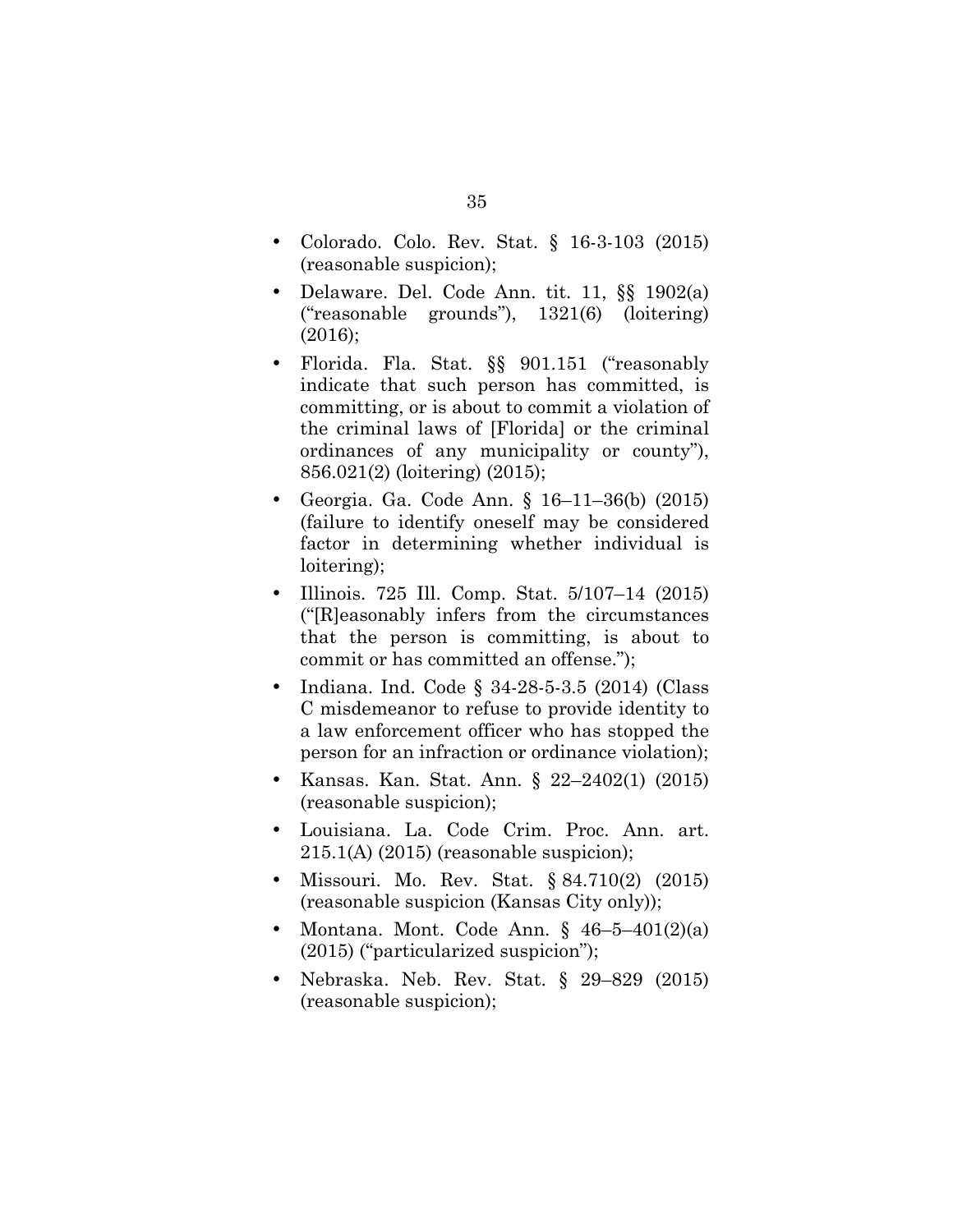- Colorado. Colo. Rev. Stat. § 16-3-103 (2015) (reasonable suspicion);
- Delaware. Del. Code Ann. tit. 11, §§ 1902(a) ("reasonable grounds"), 1321(6) (loitering) (2016);
- Florida. Fla. Stat. §§ 901.151 ("reasonably indicate that such person has committed, is committing, or is about to commit a violation of the criminal laws of [Florida] or the criminal ordinances of any municipality or county"), 856.021(2) (loitering) (2015);
- Georgia. Ga. Code Ann. § 16–11–36(b) (2015) (failure to identify oneself may be considered factor in determining whether individual is loitering);
- Illinois. 725 Ill. Comp. Stat. 5/107–14 (2015) ("[R]easonably infers from the circumstances that the person is committing, is about to commit or has committed an offense.");
- Indiana. Ind. Code § 34-28-5-3.5 (2014) (Class C misdemeanor to refuse to provide identity to a law enforcement officer who has stopped the person for an infraction or ordinance violation);
- Kansas. Kan. Stat. Ann. § 22–2402(1) (2015) (reasonable suspicion);
- Louisiana. La. Code Crim. Proc. Ann. art. 215.1(A) (2015) (reasonable suspicion);
- Missouri. Mo. Rev. Stat. § 84.710(2) (2015) (reasonable suspicion (Kansas City only));
- Montana. Mont. Code Ann. § 46–5–401(2)(a) (2015) ("particularized suspicion");
- Nebraska. Neb. Rev. Stat. § 29–829 (2015) (reasonable suspicion);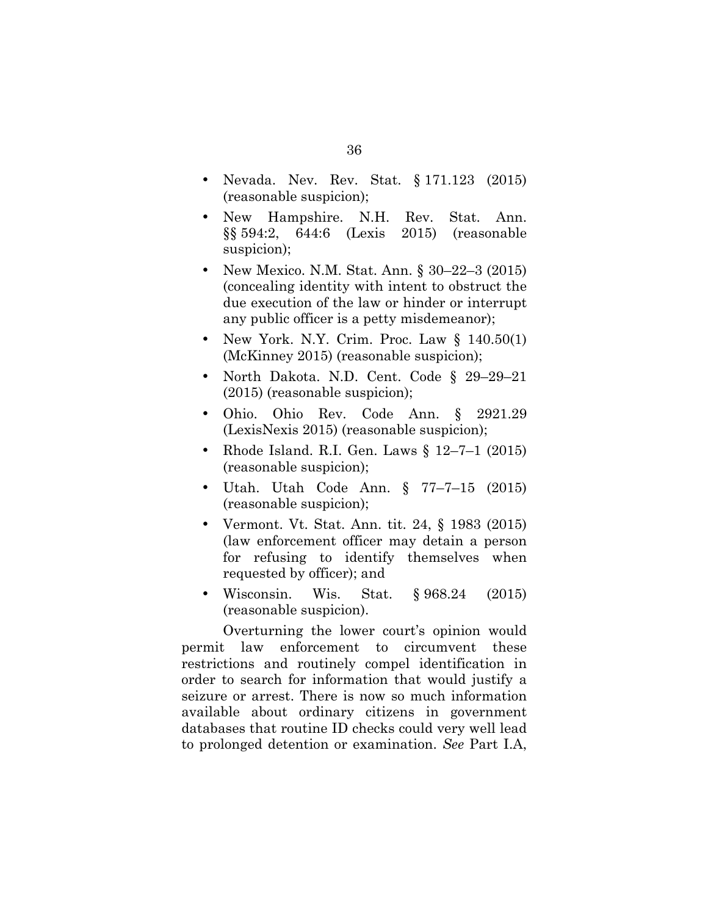- Nevada. Nev. Rev. Stat. § 171.123 (2015) (reasonable suspicion);
- New Hampshire. N.H. Rev. Stat. Ann. §§ 594:2, 644:6 (Lexis 2015) (reasonable suspicion);
- New Mexico. N.M. Stat. Ann. § 30–22–3 (2015) (concealing identity with intent to obstruct the due execution of the law or hinder or interrupt any public officer is a petty misdemeanor);
- New York. N.Y. Crim. Proc. Law § 140.50(1) (McKinney 2015) (reasonable suspicion);
- North Dakota. N.D. Cent. Code § 29–29–21 (2015) (reasonable suspicion);
- Ohio. Ohio Rev. Code Ann. § 2921.29 (LexisNexis 2015) (reasonable suspicion);
- Rhode Island. R.I. Gen. Laws § 12–7–1 (2015) (reasonable suspicion);
- Utah. Utah Code Ann. § 77–7–15 (2015) (reasonable suspicion);
- Vermont. Vt. Stat. Ann. tit. 24, § 1983 (2015) (law enforcement officer may detain a person for refusing to identify themselves when requested by officer); and
- Wisconsin. Wis. Stat. § 968.24 (2015) (reasonable suspicion).

Overturning the lower court's opinion would permit law enforcement to circumvent these restrictions and routinely compel identification in order to search for information that would justify a seizure or arrest. There is now so much information available about ordinary citizens in government databases that routine ID checks could very well lead to prolonged detention or examination. *See* Part I.A,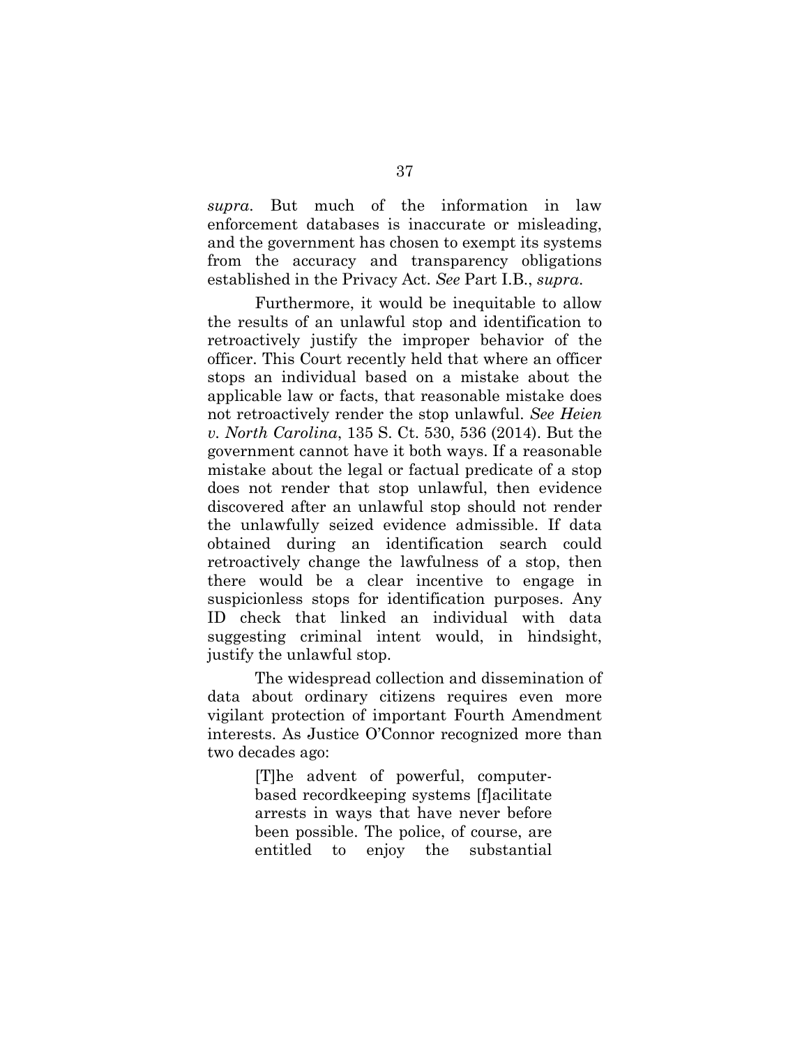*supra*. But much of the information in law enforcement databases is inaccurate or misleading, and the government has chosen to exempt its systems from the accuracy and transparency obligations established in the Privacy Act. *See* Part I.B., *supra*.

Furthermore, it would be inequitable to allow the results of an unlawful stop and identification to retroactively justify the improper behavior of the officer. This Court recently held that where an officer stops an individual based on a mistake about the applicable law or facts, that reasonable mistake does not retroactively render the stop unlawful. *See Heien v. North Carolina*, 135 S. Ct. 530, 536 (2014). But the government cannot have it both ways. If a reasonable mistake about the legal or factual predicate of a stop does not render that stop unlawful, then evidence discovered after an unlawful stop should not render the unlawfully seized evidence admissible. If data obtained during an identification search could retroactively change the lawfulness of a stop, then there would be a clear incentive to engage in suspicionless stops for identification purposes. Any ID check that linked an individual with data suggesting criminal intent would, in hindsight, justify the unlawful stop.

The widespread collection and dissemination of data about ordinary citizens requires even more vigilant protection of important Fourth Amendment interests. As Justice O'Connor recognized more than two decades ago:

> [T]he advent of powerful, computer-based recordkeeping systems [f]acilitate arrests in ways that have never before been possible. The police, of course, are entitled to enjoy the substantial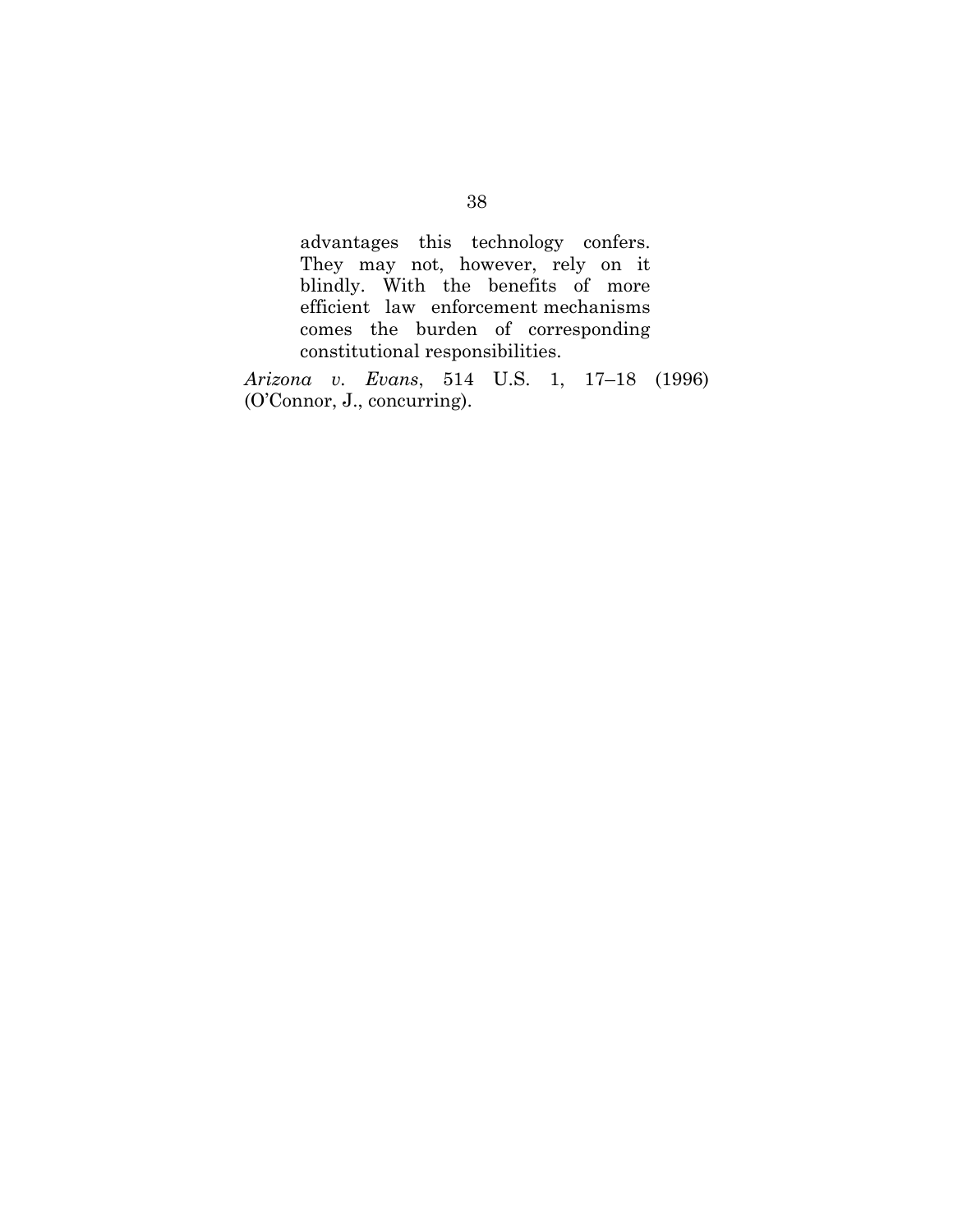> advantages this technology confers. They may not, however, rely on it blindly. With the benefits of more efficient law enforcement mechanisms comes the burden of corresponding constitutional responsibilities.

*Arizona v. Evans*, 514 U.S. 1, 17–18 (1996) (O'Connor, J., concurring).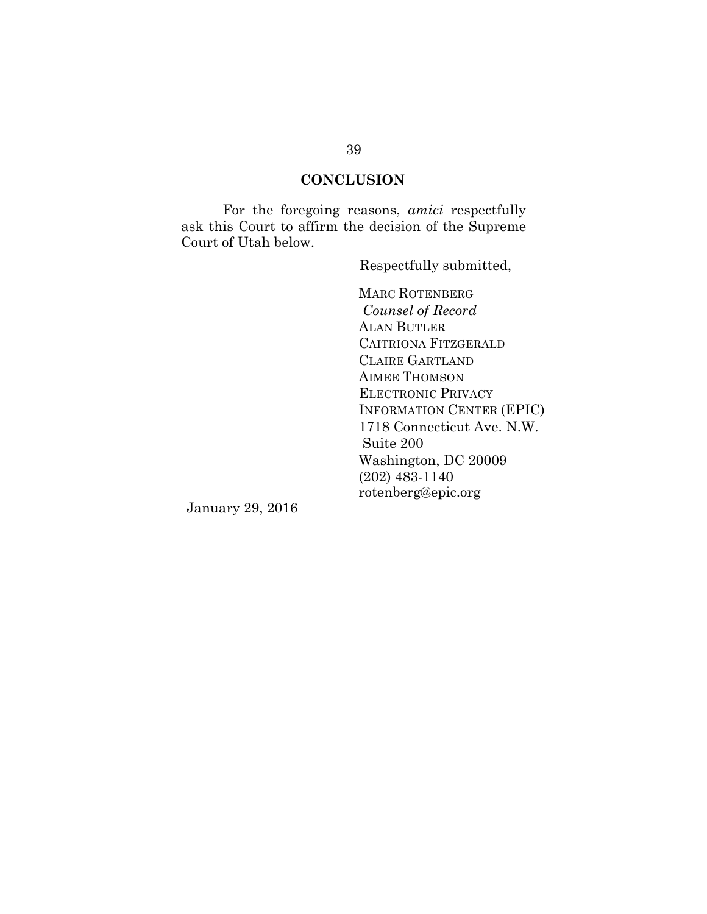## CONCLUSION

For the foregoing reasons, *amici* respectfully ask this Court to affirm the decision of the Supreme Court of Utah below.

Respectfully submitted,

MARC ROTENBERG
*Counsel of Record*
ALAN BUTLER
CAITRIONA FITZGERALD
CLAIRE GARTLAND
AIMEE THOMSON
ELECTRONIC PRIVACY
INFORMATION CENTER (EPIC)
1718 Connecticut Ave. N.W.
Suite 200
Washington, DC 20009
(202) 483-1140
rotenberg@epic.org

January 29, 2016